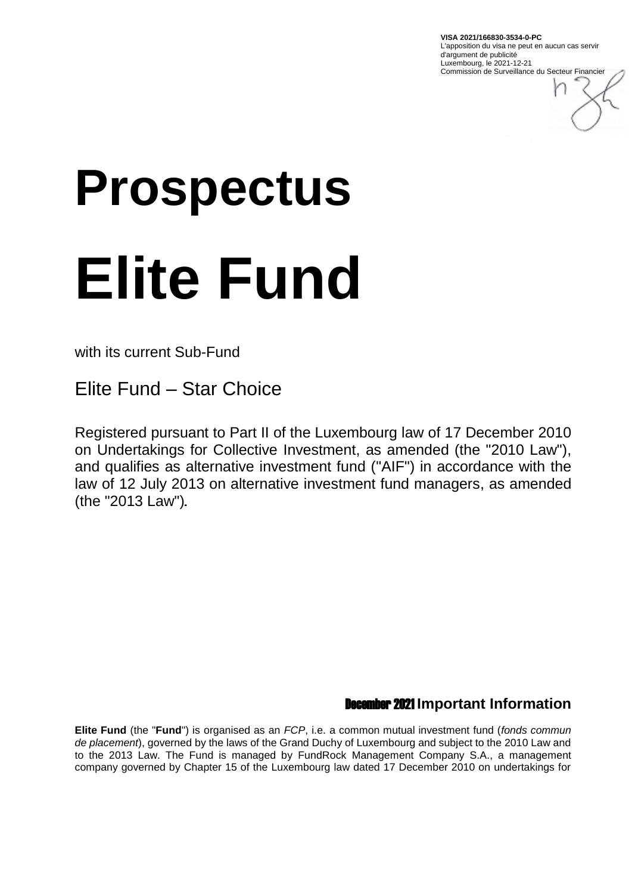**VISA 2021/166830-3534-0-PC**
L'apposition du visa ne peut en aucun cas servir d'argument de publicité
Luxembourg, le 2021-12-21
Commission de Surveillance du Secteur Financier

# Prospectus

# Elite Fund

with its current Sub-Fund

Elite Fund – Star Choice

Registered pursuant to Part II of the Luxembourg law of 17 December 2010 on Undertakings for Collective Investment, as amended (the "2010 Law"), and qualifies as alternative investment fund ("AIF") in accordance with the law of 12 July 2013 on alternative investment fund managers, as amended (the "2013 Law").

December 2021

## Important Information

**Elite Fund** (the "**Fund**") is organised as an *FCP*, i.e. a common mutual investment fund (*fonds commun de placement*), governed by the laws of the Grand Duchy of Luxembourg and subject to the 2010 Law and to the 2013 Law. The Fund is managed by FundRock Management Company S.A., a management company governed by Chapter 15 of the Luxembourg law dated 17 December 2010 on undertakings for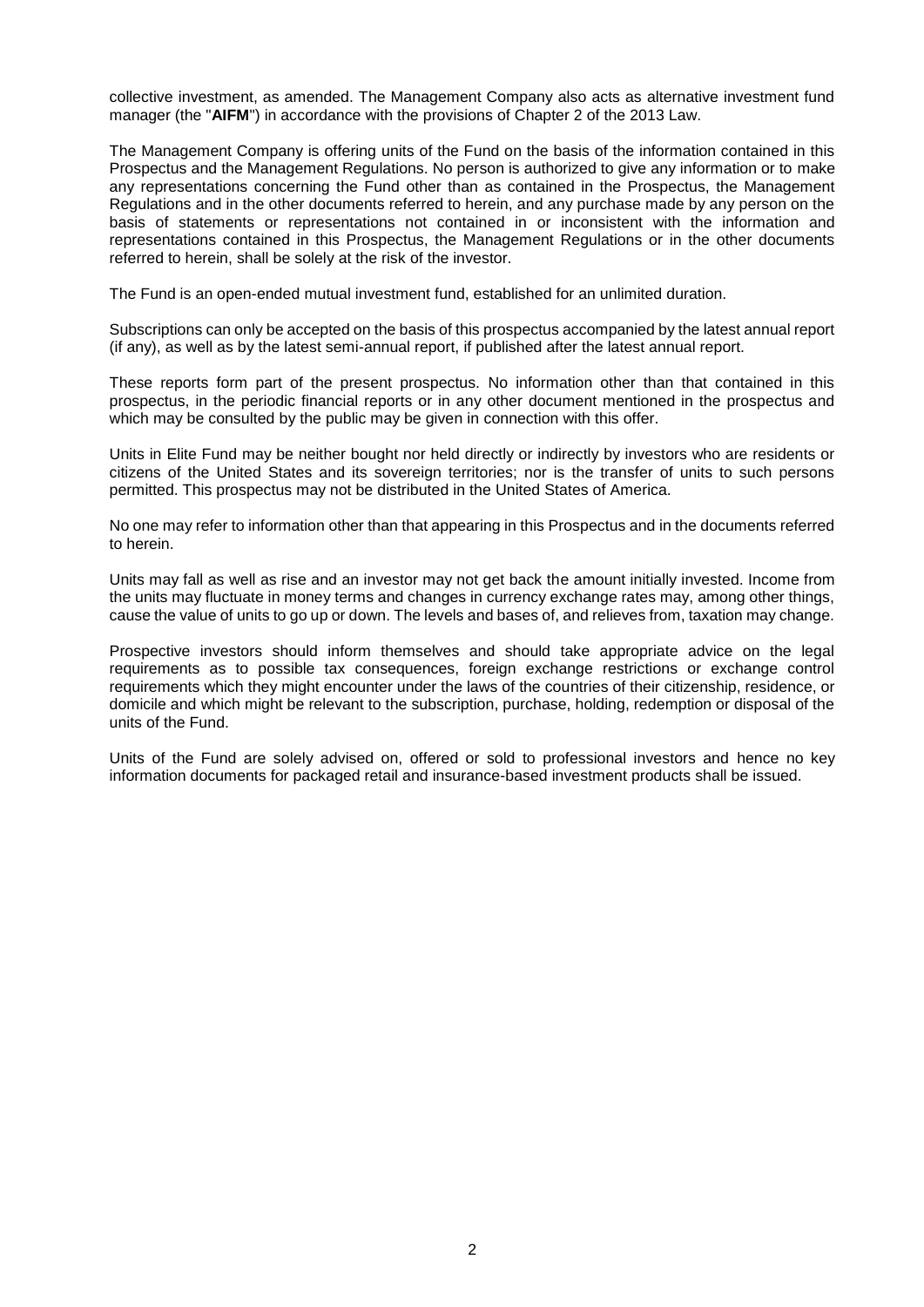collective investment, as amended. The Management Company also acts as alternative investment fund manager (the "**AIFM**") in accordance with the provisions of Chapter 2 of the 2013 Law.

The Management Company is offering units of the Fund on the basis of the information contained in this Prospectus and the Management Regulations. No person is authorized to give any information or to make any representations concerning the Fund other than as contained in the Prospectus, the Management Regulations and in the other documents referred to herein, and any purchase made by any person on the basis of statements or representations not contained in or inconsistent with the information and representations contained in this Prospectus, the Management Regulations or in the other documents referred to herein, shall be solely at the risk of the investor.

The Fund is an open-ended mutual investment fund, established for an unlimited duration.

Subscriptions can only be accepted on the basis of this prospectus accompanied by the latest annual report (if any), as well as by the latest semi-annual report, if published after the latest annual report.

These reports form part of the present prospectus. No information other than that contained in this prospectus, in the periodic financial reports or in any other document mentioned in the prospectus and which may be consulted by the public may be given in connection with this offer.

Units in Elite Fund may be neither bought nor held directly or indirectly by investors who are residents or citizens of the United States and its sovereign territories; nor is the transfer of units to such persons permitted. This prospectus may not be distributed in the United States of America.

No one may refer to information other than that appearing in this Prospectus and in the documents referred to herein.

Units may fall as well as rise and an investor may not get back the amount initially invested. Income from the units may fluctuate in money terms and changes in currency exchange rates may, among other things, cause the value of units to go up or down. The levels and bases of, and relieves from, taxation may change.

Prospective investors should inform themselves and should take appropriate advice on the legal requirements as to possible tax consequences, foreign exchange restrictions or exchange control requirements which they might encounter under the laws of the countries of their citizenship, residence, or domicile and which might be relevant to the subscription, purchase, holding, redemption or disposal of the units of the Fund.

Units of the Fund are solely advised on, offered or sold to professional investors and hence no key information documents for packaged retail and insurance-based investment products shall be issued.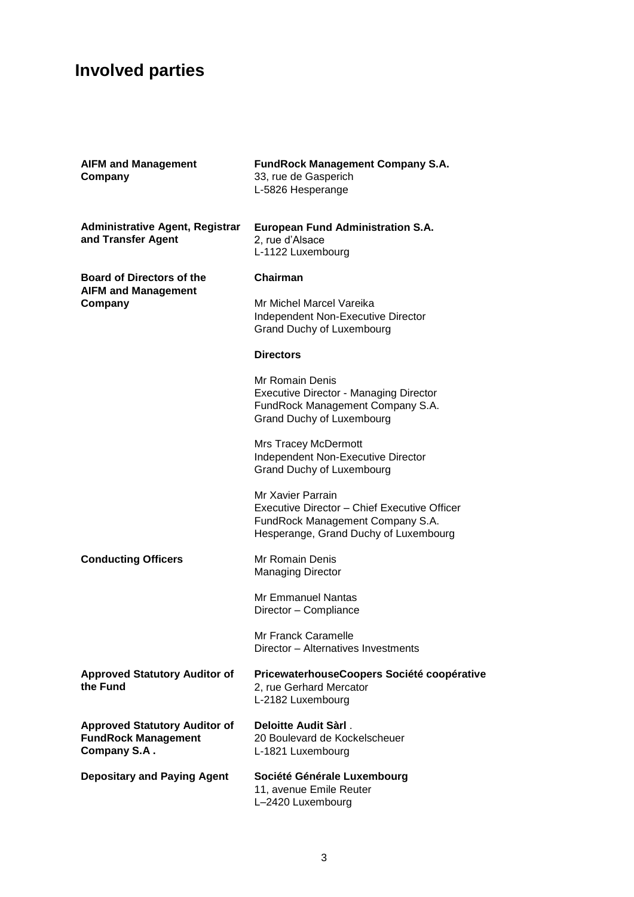# Involved parties

| | |
|---|---|
| **AIFM and Management Company** | **FundRock Management Company S.A.**<br>33, rue de Gasperich<br>L-5826 Hesperange |
| **Administrative Agent, Registrar and Transfer Agent** | **European Fund Administration S.A.**<br>2, rue d'Alsace<br>L-1122 Luxembourg |
| **Board of Directors of the AIFM and Management Company** | **Chairman**<br><br>Mr Michel Marcel Vareika<br>Independent Non-Executive Director<br>Grand Duchy of Luxembourg<br><br>**Directors**<br><br>Mr Romain Denis<br>Executive Director - Managing Director<br>FundRock Management Company S.A.<br>Grand Duchy of Luxembourg<br><br>Mrs Tracey McDermott<br>Independent Non-Executive Director<br>Grand Duchy of Luxembourg<br><br>Mr Xavier Parrain<br>Executive Director – Chief Executive Officer<br>FundRock Management Company S.A.<br>Hesperange, Grand Duchy of Luxembourg |
| **Conducting Officers** | Mr Romain Denis<br>Managing Director<br><br>Mr Emmanuel Nantas<br>Director – Compliance<br><br>Mr Franck Caramelle<br>Director – Alternatives Investments |
| **Approved Statutory Auditor of the Fund** | **PricewaterhouseCoopers Société coopérative**<br>2, rue Gerhard Mercator<br>L-2182 Luxembourg |
| **Approved Statutory Auditor of FundRock Management Company S.A .** | **Deloitte Audit Sàrl** .<br>20 Boulevard de Kockelscheuer<br>L-1821 Luxembourg |
| **Depositary and Paying Agent** | **Société Générale Luxembourg**<br>11, avenue Emile Reuter<br>L–2420 Luxembourg |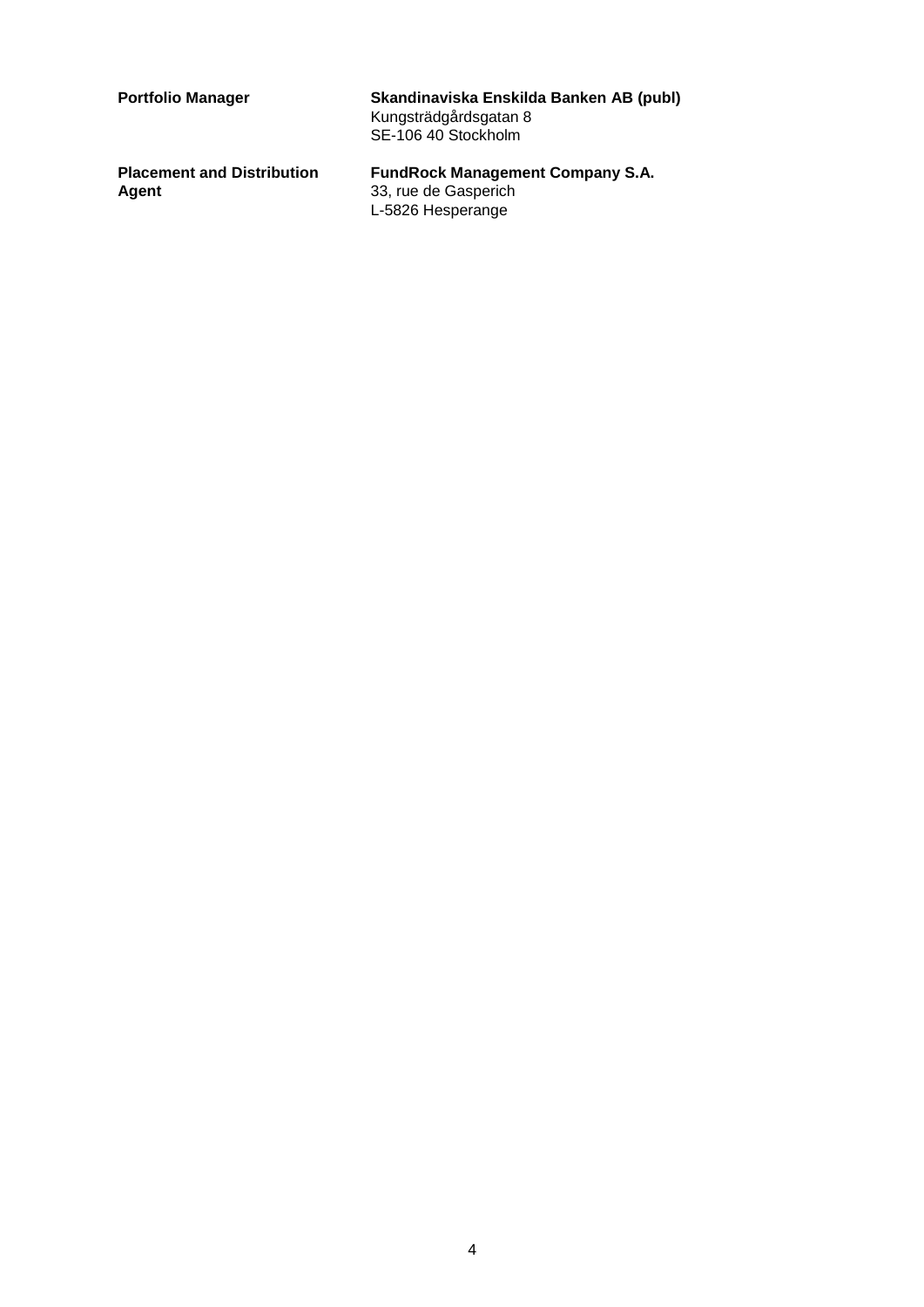**Portfolio Manager**

**Skandinaviska Enskilda Banken AB (publ)**
Kungsträdgårdsgatan 8
SE-106 40 Stockholm

**Placement and Distribution Agent**

**FundRock Management Company S.A.**
33, rue de Gasperich
L-5826 Hesperange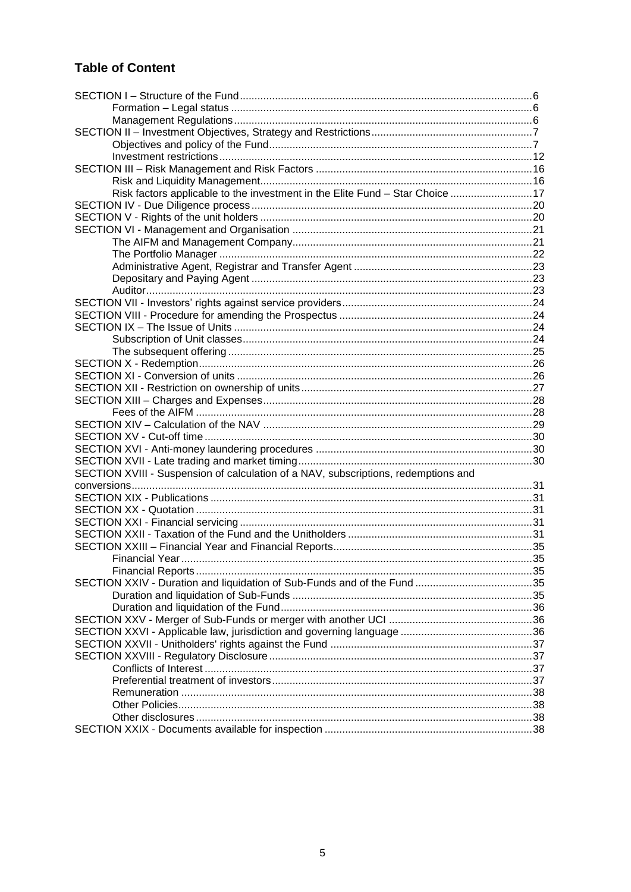## Table of Content

SECTION I – Structure of the Fund ...................................................................................................6
- Formation – Legal status ......................................................................................................6
- Management Regulations.....................................................................................................6

SECTION II – Investment Objectives, Strategy and Restrictions......................................................7
- Objectives and policy of the Fund.........................................................................................7
- Investment restrictions..........................................................................................................12

SECTION III – Risk Management and Risk Factors .........................................................................16
- Risk and Liquidity Management............................................................................................16
- Risk factors applicable to the investment in the Elite Fund – Star Choice ............................17

SECTION IV - Due Diligence process...............................................................................................20

SECTION V - Rights of the unit holders ............................................................................................20

SECTION VI - Management and Organisation .................................................................................21
- The AIFM and Management Company.................................................................................21
- The Portfolio Manager ..........................................................................................................22
- Administrative Agent, Registrar and Transfer Agent ............................................................23
- Depositary and Paying Agent ...............................................................................................23
- Auditor..................................................................................................................................23

SECTION VII - Investors' rights against service providers................................................................24

SECTION VIII - Procedure for amending the Prospectus .................................................................24

SECTION IX – The Issue of Units .....................................................................................................24
- Subscription of Unit classes..................................................................................................24
- The subsequent offering .......................................................................................................25

SECTION X - Redemption.................................................................................................................26

SECTION XI - Conversion of units ....................................................................................................26

SECTION XII - Restriction on ownership of units..............................................................................27

SECTION XIII – Charges and Expenses...........................................................................................28
- Fees of the AIFM ..................................................................................................................28

SECTION XIV – Calculation of the NAV ...........................................................................................29

SECTION XV - Cut-off time ...............................................................................................................30

SECTION XVI - Anti-money laundering procedures .........................................................................30

SECTION XVII - Late trading and market timing...............................................................................30

SECTION XVIII - Suspension of calculation of a NAV, subscriptions, redemptions and conversions........................................................................................................................................31

SECTION XIX - Publications .............................................................................................................31

SECTION XX - Quotation ..................................................................................................................31

SECTION XXI - Financial servicing ...................................................................................................31

SECTION XXII - Taxation of the Fund and the Unitholders ..............................................................31

SECTION XXIII – Financial Year and Financial Reports...................................................................35
- Financial Year.......................................................................................................................35
- Financial Reports..................................................................................................................35

SECTION XXIV - Duration and liquidation of Sub-Funds and of the Fund ........................................35
- Duration and liquidation of Sub-Funds .................................................................................35
- Duration and liquidation of the Fund.....................................................................................36

SECTION XXV - Merger of Sub-Funds or merger with another UCI .................................................36

SECTION XXVI - Applicable law, jurisdiction and governing language .............................................36

SECTION XXVII - Unitholders' rights against the Fund .....................................................................37

SECTION XXVIII - Regulatory Disclosure.........................................................................................37
- Conflicts of Interest ...............................................................................................................37
- Preferential treatment of investors........................................................................................37
- Remuneration .......................................................................................................................38
- Other Policies........................................................................................................................38
- Other disclosures..................................................................................................................38

SECTION XXIX - Documents available for inspection .......................................................................38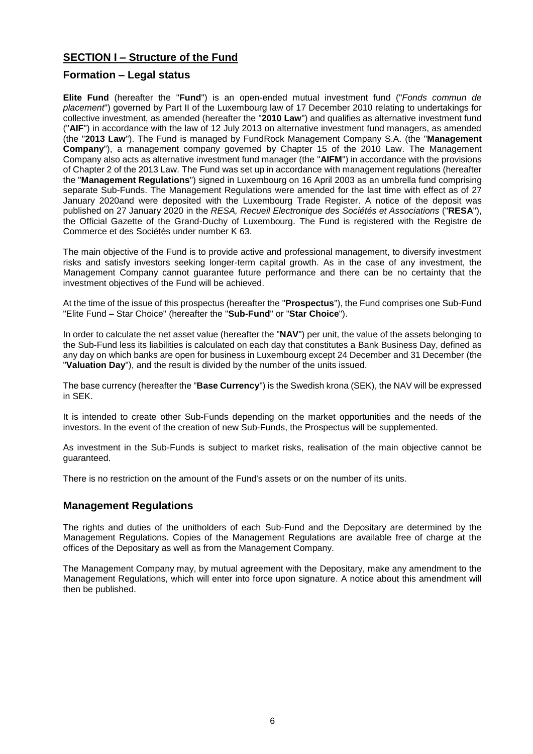## **SECTION I – Structure of the Fund**

### Formation – Legal status

**Elite Fund** (hereafter the "**Fund**") is an open-ended mutual investment fund ("*Fonds commun de placement*") governed by Part II of the Luxembourg law of 17 December 2010 relating to undertakings for collective investment, as amended (hereafter the "**2010 Law**") and qualifies as alternative investment fund ("**AIF**") in accordance with the law of 12 July 2013 on alternative investment fund managers, as amended (the "**2013 Law**"). The Fund is managed by FundRock Management Company S.A. (the "**Management Company**"), a management company governed by Chapter 15 of the 2010 Law. The Management Company also acts as alternative investment fund manager (the "**AIFM**") in accordance with the provisions of Chapter 2 of the 2013 Law. The Fund was set up in accordance with management regulations (hereafter the "**Management Regulations**") signed in Luxembourg on 16 April 2003 as an umbrella fund comprising separate Sub-Funds. The Management Regulations were amended for the last time with effect as of 27 January 2020and were deposited with the Luxembourg Trade Register. A notice of the deposit was published on 27 January 2020 in the *RESA, Recueil Electronique des Sociétés et Associations* ("**RESA**"), the Official Gazette of the Grand-Duchy of Luxembourg. The Fund is registered with the Registre de Commerce et des Sociétés under number K 63.

The main objective of the Fund is to provide active and professional management, to diversify investment risks and satisfy investors seeking longer-term capital growth. As in the case of any investment, the Management Company cannot guarantee future performance and there can be no certainty that the investment objectives of the Fund will be achieved.

At the time of the issue of this prospectus (hereafter the "**Prospectus**"), the Fund comprises one Sub-Fund "Elite Fund – Star Choice" (hereafter the "**Sub-Fund**" or "**Star Choice**").

In order to calculate the net asset value (hereafter the "**NAV**") per unit, the value of the assets belonging to the Sub-Fund less its liabilities is calculated on each day that constitutes a Bank Business Day, defined as any day on which banks are open for business in Luxembourg except 24 December and 31 December (the "**Valuation Day**"), and the result is divided by the number of the units issued.

The base currency (hereafter the "**Base Currency**") is the Swedish krona (SEK), the NAV will be expressed in SEK.

It is intended to create other Sub-Funds depending on the market opportunities and the needs of the investors. In the event of the creation of new Sub-Funds, the Prospectus will be supplemented.

As investment in the Sub-Funds is subject to market risks, realisation of the main objective cannot be guaranteed.

There is no restriction on the amount of the Fund's assets or on the number of its units.

### Management Regulations

The rights and duties of the unitholders of each Sub-Fund and the Depositary are determined by the Management Regulations. Copies of the Management Regulations are available free of charge at the offices of the Depositary as well as from the Management Company.

The Management Company may, by mutual agreement with the Depositary, make any amendment to the Management Regulations, which will enter into force upon signature. A notice about this amendment will then be published.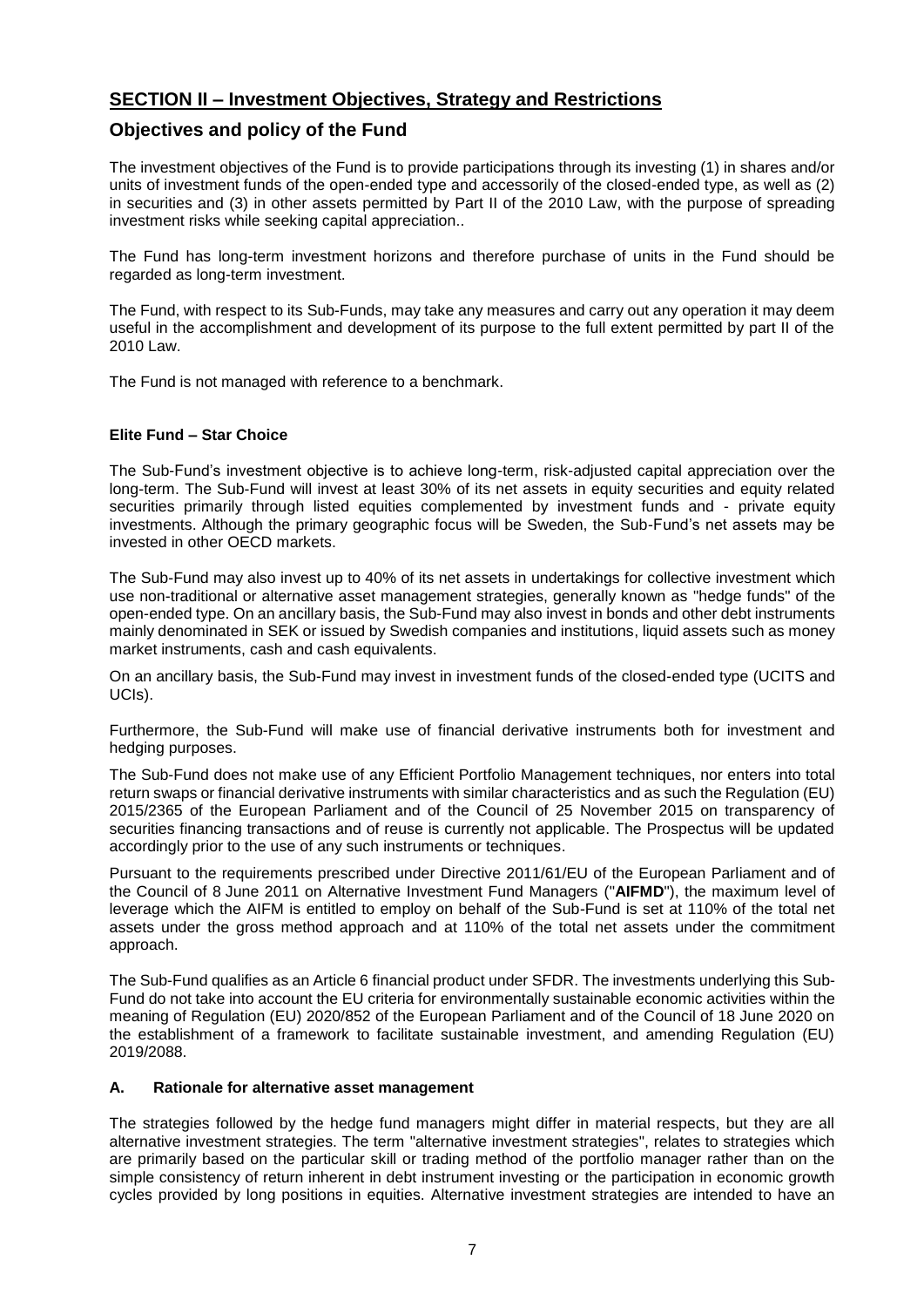## SECTION II – Investment Objectives, Strategy and Restrictions

## Objectives and policy of the Fund

The investment objectives of the Fund is to provide participations through its investing (1) in shares and/or units of investment funds of the open-ended type and accessorily of the closed-ended type, as well as (2) in securities and (3) in other assets permitted by Part II of the 2010 Law, with the purpose of spreading investment risks while seeking capital appreciation..

The Fund has long-term investment horizons and therefore purchase of units in the Fund should be regarded as long-term investment.

The Fund, with respect to its Sub-Funds, may take any measures and carry out any operation it may deem useful in the accomplishment and development of its purpose to the full extent permitted by part II of the 2010 Law.

The Fund is not managed with reference to a benchmark.

**Elite Fund – Star Choice**

The Sub-Fund's investment objective is to achieve long-term, risk-adjusted capital appreciation over the long-term. The Sub-Fund will invest at least 30% of its net assets in equity securities and equity related securities primarily through listed equities complemented by investment funds and - private equity investments. Although the primary geographic focus will be Sweden, the Sub-Fund's net assets may be invested in other OECD markets.

The Sub-Fund may also invest up to 40% of its net assets in undertakings for collective investment which use non-traditional or alternative asset management strategies, generally known as "hedge funds" of the open-ended type. On an ancillary basis, the Sub-Fund may also invest in bonds and other debt instruments mainly denominated in SEK or issued by Swedish companies and institutions, liquid assets such as money market instruments, cash and cash equivalents.

On an ancillary basis, the Sub-Fund may invest in investment funds of the closed-ended type (UCITS and UCIs).

Furthermore, the Sub-Fund will make use of financial derivative instruments both for investment and hedging purposes.

The Sub-Fund does not make use of any Efficient Portfolio Management techniques, nor enters into total return swaps or financial derivative instruments with similar characteristics and as such the Regulation (EU) 2015/2365 of the European Parliament and of the Council of 25 November 2015 on transparency of securities financing transactions and of reuse is currently not applicable. The Prospectus will be updated accordingly prior to the use of any such instruments or techniques.

Pursuant to the requirements prescribed under Directive 2011/61/EU of the European Parliament and of the Council of 8 June 2011 on Alternative Investment Fund Managers ("**AIFMD**"), the maximum level of leverage which the AIFM is entitled to employ on behalf of the Sub-Fund is set at 110% of the total net assets under the gross method approach and at 110% of the total net assets under the commitment approach.

The Sub-Fund qualifies as an Article 6 financial product under SFDR. The investments underlying this Sub-Fund do not take into account the EU criteria for environmentally sustainable economic activities within the meaning of Regulation (EU) 2020/852 of the European Parliament and of the Council of 18 June 2020 on the establishment of a framework to facilitate sustainable investment, and amending Regulation (EU) 2019/2088.

### A. Rationale for alternative asset management

The strategies followed by the hedge fund managers might differ in material respects, but they are all alternative investment strategies. The term "alternative investment strategies", relates to strategies which are primarily based on the particular skill or trading method of the portfolio manager rather than on the simple consistency of return inherent in debt instrument investing or the participation in economic growth cycles provided by long positions in equities. Alternative investment strategies are intended to have an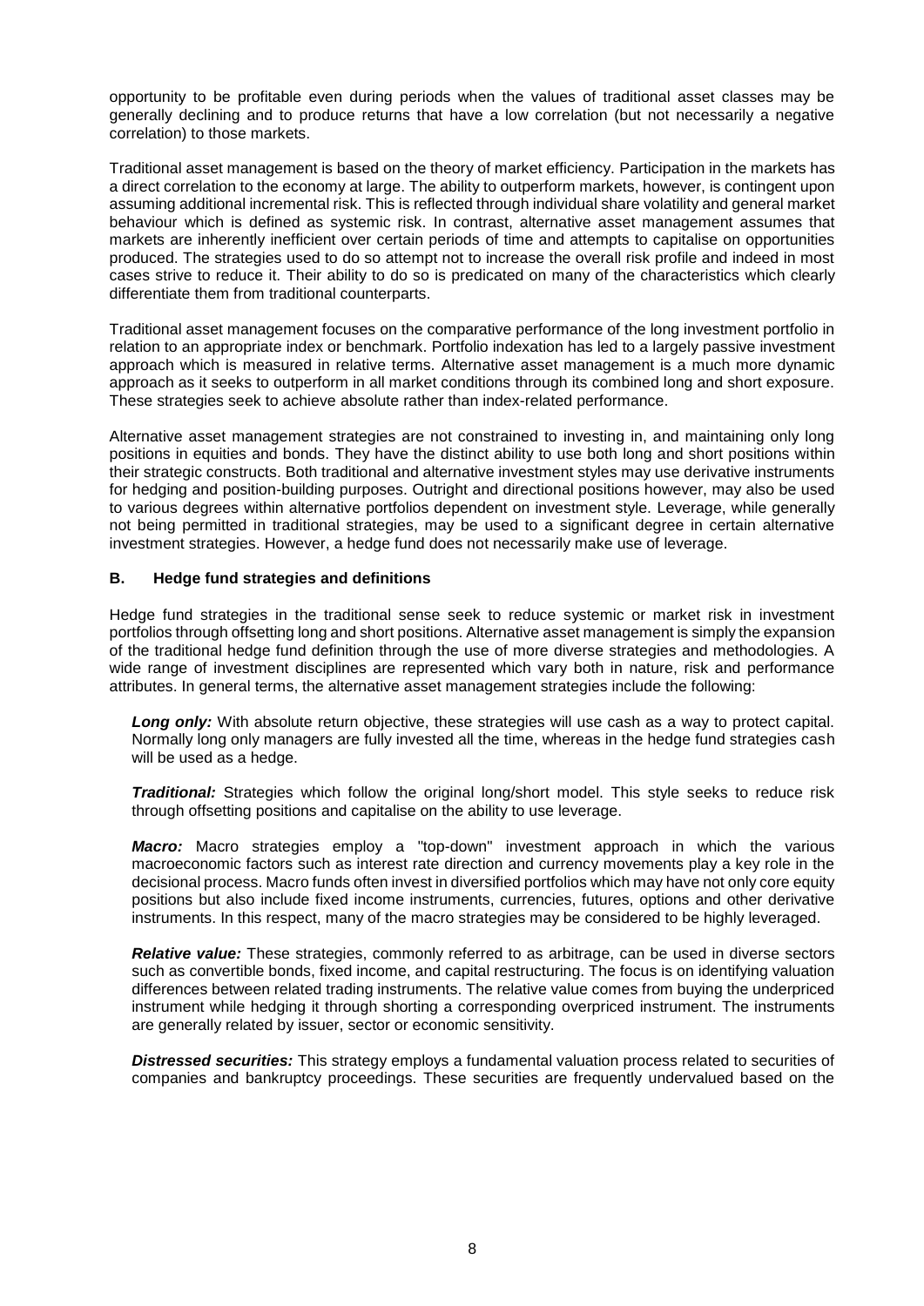opportunity to be profitable even during periods when the values of traditional asset classes may be generally declining and to produce returns that have a low correlation (but not necessarily a negative correlation) to those markets.

Traditional asset management is based on the theory of market efficiency. Participation in the markets has a direct correlation to the economy at large. The ability to outperform markets, however, is contingent upon assuming additional incremental risk. This is reflected through individual share volatility and general market behaviour which is defined as systemic risk. In contrast, alternative asset management assumes that markets are inherently inefficient over certain periods of time and attempts to capitalise on opportunities produced. The strategies used to do so attempt not to increase the overall risk profile and indeed in most cases strive to reduce it. Their ability to do so is predicated on many of the characteristics which clearly differentiate them from traditional counterparts.

Traditional asset management focuses on the comparative performance of the long investment portfolio in relation to an appropriate index or benchmark. Portfolio indexation has led to a largely passive investment approach which is measured in relative terms. Alternative asset management is a much more dynamic approach as it seeks to outperform in all market conditions through its combined long and short exposure. These strategies seek to achieve absolute rather than index-related performance.

Alternative asset management strategies are not constrained to investing in, and maintaining only long positions in equities and bonds. They have the distinct ability to use both long and short positions within their strategic constructs. Both traditional and alternative investment styles may use derivative instruments for hedging and position-building purposes. Outright and directional positions however, may also be used to various degrees within alternative portfolios dependent on investment style. Leverage, while generally not being permitted in traditional strategies, may be used to a significant degree in certain alternative investment strategies. However, a hedge fund does not necessarily make use of leverage.

## B. Hedge fund strategies and definitions

Hedge fund strategies in the traditional sense seek to reduce systemic or market risk in investment portfolios through offsetting long and short positions. Alternative asset management is simply the expansion of the traditional hedge fund definition through the use of more diverse strategies and methodologies. A wide range of investment disciplines are represented which vary both in nature, risk and performance attributes. In general terms, the alternative asset management strategies include the following:

***Long only:*** With absolute return objective, these strategies will use cash as a way to protect capital. Normally long only managers are fully invested all the time, whereas in the hedge fund strategies cash will be used as a hedge.

***Traditional:*** Strategies which follow the original long/short model. This style seeks to reduce risk through offsetting positions and capitalise on the ability to use leverage.

***Macro:*** Macro strategies employ a "top-down" investment approach in which the various macroeconomic factors such as interest rate direction and currency movements play a key role in the decisional process. Macro funds often invest in diversified portfolios which may have not only core equity positions but also include fixed income instruments, currencies, futures, options and other derivative instruments. In this respect, many of the macro strategies may be considered to be highly leveraged.

***Relative value:*** These strategies, commonly referred to as arbitrage, can be used in diverse sectors such as convertible bonds, fixed income, and capital restructuring. The focus is on identifying valuation differences between related trading instruments. The relative value comes from buying the underpriced instrument while hedging it through shorting a corresponding overpriced instrument. The instruments are generally related by issuer, sector or economic sensitivity.

***Distressed securities:*** This strategy employs a fundamental valuation process related to securities of companies and bankruptcy proceedings. These securities are frequently undervalued based on the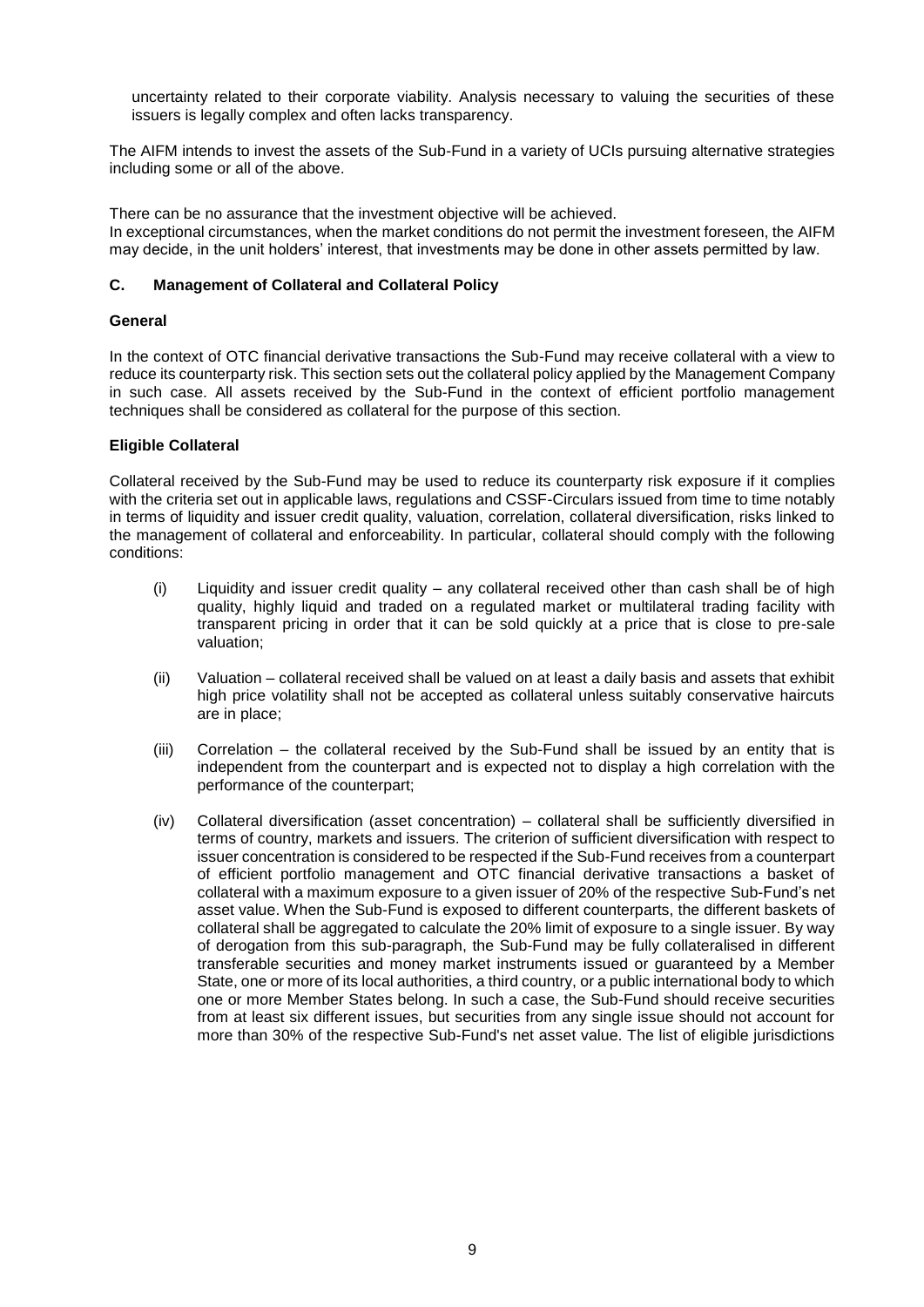uncertainty related to their corporate viability. Analysis necessary to valuing the securities of these issuers is legally complex and often lacks transparency.

The AIFM intends to invest the assets of the Sub-Fund in a variety of UCIs pursuing alternative strategies including some or all of the above.

There can be no assurance that the investment objective will be achieved.
In exceptional circumstances, when the market conditions do not permit the investment foreseen, the AIFM may decide, in the unit holders' interest, that investments may be done in other assets permitted by law.

### C. Management of Collateral and Collateral Policy

**General**

In the context of OTC financial derivative transactions the Sub-Fund may receive collateral with a view to reduce its counterparty risk. This section sets out the collateral policy applied by the Management Company in such case. All assets received by the Sub-Fund in the context of efficient portfolio management techniques shall be considered as collateral for the purpose of this section.

**Eligible Collateral**

Collateral received by the Sub-Fund may be used to reduce its counterparty risk exposure if it complies with the criteria set out in applicable laws, regulations and CSSF-Circulars issued from time to time notably in terms of liquidity and issuer credit quality, valuation, correlation, collateral diversification, risks linked to the management of collateral and enforceability. In particular, collateral should comply with the following conditions:

(i) Liquidity and issuer credit quality – any collateral received other than cash shall be of high quality, highly liquid and traded on a regulated market or multilateral trading facility with transparent pricing in order that it can be sold quickly at a price that is close to pre-sale valuation;

(ii) Valuation – collateral received shall be valued on at least a daily basis and assets that exhibit high price volatility shall not be accepted as collateral unless suitably conservative haircuts are in place;

(iii) Correlation – the collateral received by the Sub-Fund shall be issued by an entity that is independent from the counterpart and is expected not to display a high correlation with the performance of the counterpart;

(iv) Collateral diversification (asset concentration) – collateral shall be sufficiently diversified in terms of country, markets and issuers. The criterion of sufficient diversification with respect to issuer concentration is considered to be respected if the Sub-Fund receives from a counterpart of efficient portfolio management and OTC financial derivative transactions a basket of collateral with a maximum exposure to a given issuer of 20% of the respective Sub-Fund's net asset value. When the Sub-Fund is exposed to different counterparts, the different baskets of collateral shall be aggregated to calculate the 20% limit of exposure to a single issuer. By way of derogation from this sub-paragraph, the Sub-Fund may be fully collateralised in different transferable securities and money market instruments issued or guaranteed by a Member State, one or more of its local authorities, a third country, or a public international body to which one or more Member States belong. In such a case, the Sub-Fund should receive securities from at least six different issues, but securities from any single issue should not account for more than 30% of the respective Sub-Fund's net asset value. The list of eligible jurisdictions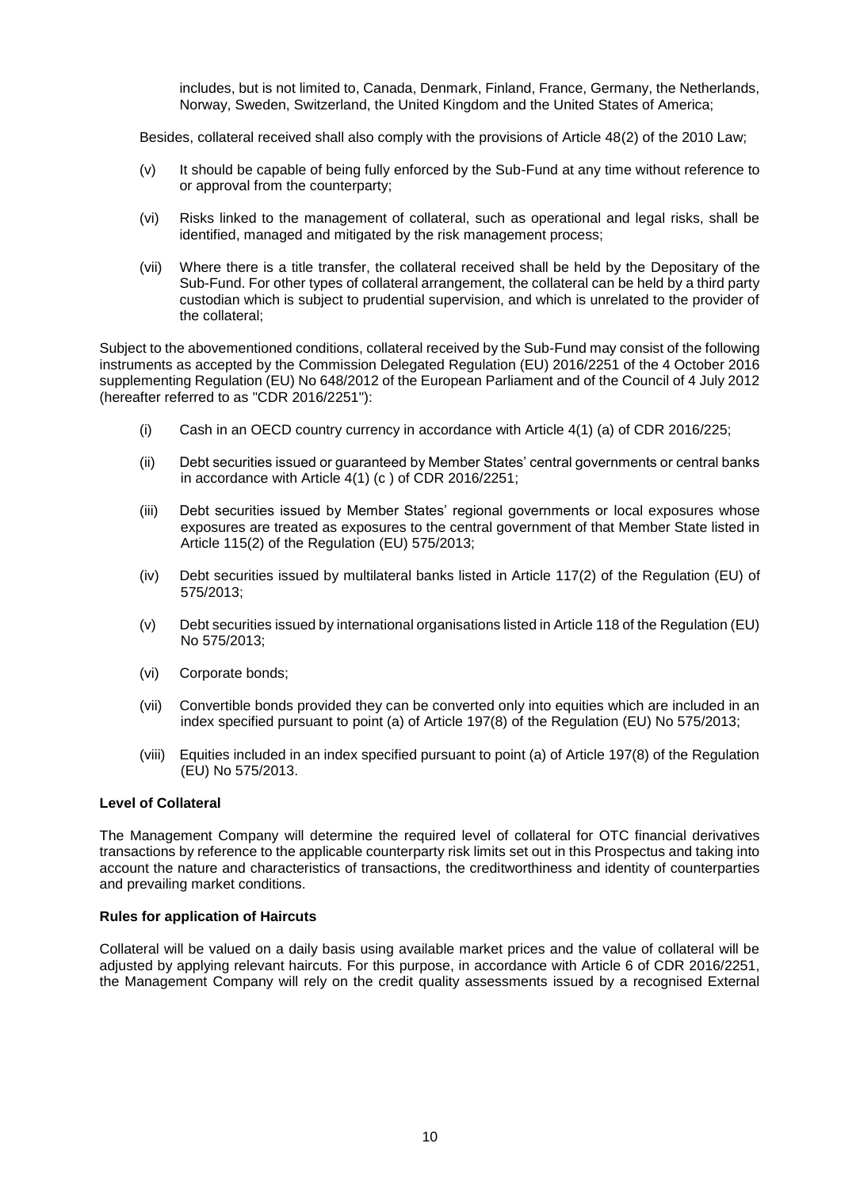includes, but is not limited to, Canada, Denmark, Finland, France, Germany, the Netherlands, Norway, Sweden, Switzerland, the United Kingdom and the United States of America;

Besides, collateral received shall also comply with the provisions of Article 48(2) of the 2010 Law;

(v) It should be capable of being fully enforced by the Sub-Fund at any time without reference to or approval from the counterparty;

(vi) Risks linked to the management of collateral, such as operational and legal risks, shall be identified, managed and mitigated by the risk management process;

(vii) Where there is a title transfer, the collateral received shall be held by the Depositary of the Sub-Fund. For other types of collateral arrangement, the collateral can be held by a third party custodian which is subject to prudential supervision, and which is unrelated to the provider of the collateral;

Subject to the abovementioned conditions, collateral received by the Sub-Fund may consist of the following instruments as accepted by the Commission Delegated Regulation (EU) 2016/2251 of the 4 October 2016 supplementing Regulation (EU) No 648/2012 of the European Parliament and of the Council of 4 July 2012 (hereafter referred to as "CDR 2016/2251"):

(i) Cash in an OECD country currency in accordance with Article 4(1) (a) of CDR 2016/225;

(ii) Debt securities issued or guaranteed by Member States' central governments or central banks in accordance with Article 4(1) (c ) of CDR 2016/2251;

(iii) Debt securities issued by Member States' regional governments or local exposures whose exposures are treated as exposures to the central government of that Member State listed in Article 115(2) of the Regulation (EU) 575/2013;

(iv) Debt securities issued by multilateral banks listed in Article 117(2) of the Regulation (EU) of 575/2013;

(v) Debt securities issued by international organisations listed in Article 118 of the Regulation (EU) No 575/2013;

(vi) Corporate bonds;

(vii) Convertible bonds provided they can be converted only into equities which are included in an index specified pursuant to point (a) of Article 197(8) of the Regulation (EU) No 575/2013;

(viii) Equities included in an index specified pursuant to point (a) of Article 197(8) of the Regulation (EU) No 575/2013.

**Level of Collateral**

The Management Company will determine the required level of collateral for OTC financial derivatives transactions by reference to the applicable counterparty risk limits set out in this Prospectus and taking into account the nature and characteristics of transactions, the creditworthiness and identity of counterparties and prevailing market conditions.

**Rules for application of Haircuts**

Collateral will be valued on a daily basis using available market prices and the value of collateral will be adjusted by applying relevant haircuts. For this purpose, in accordance with Article 6 of CDR 2016/2251, the Management Company will rely on the credit quality assessments issued by a recognised External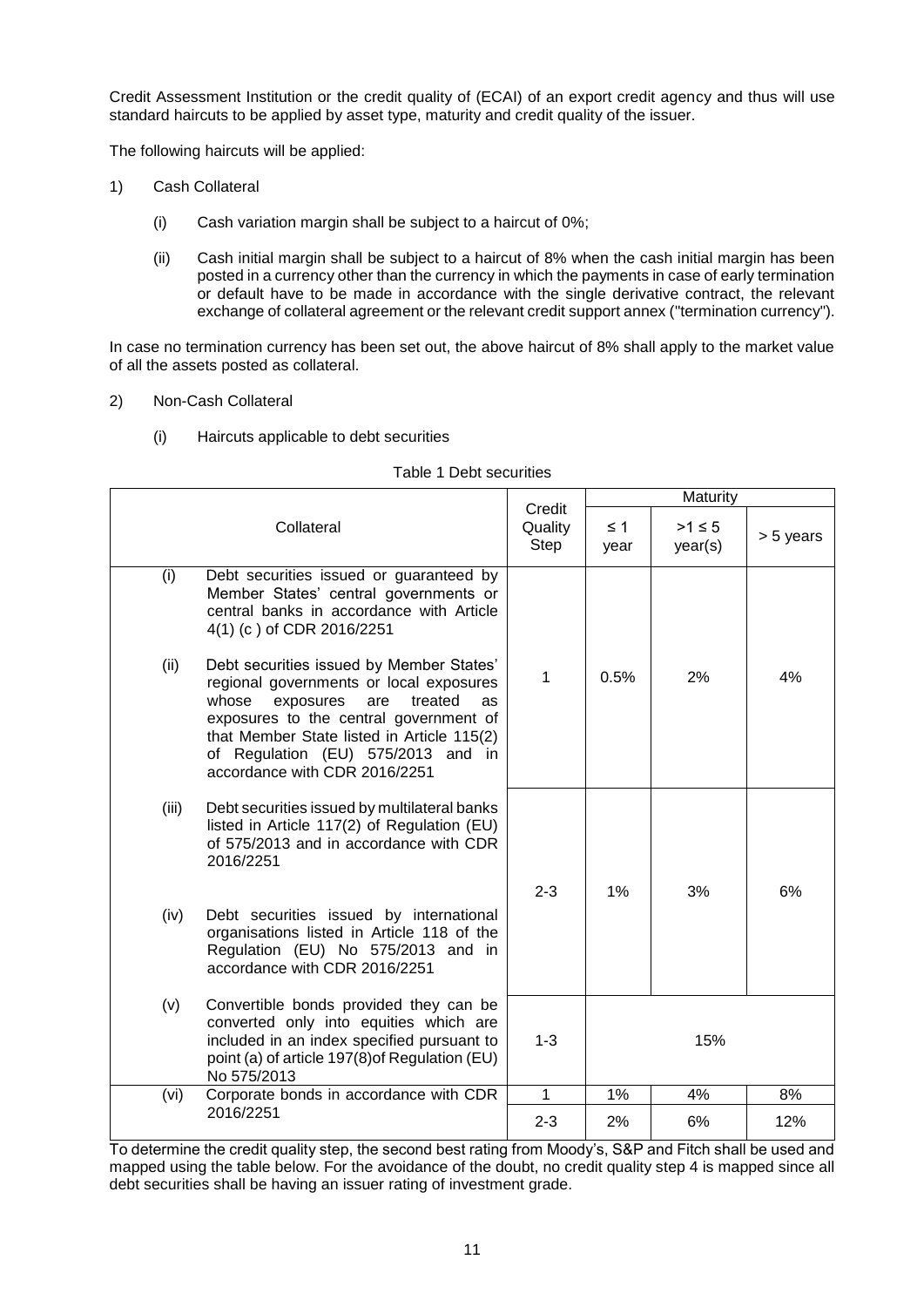Credit Assessment Institution or the credit quality of (ECAI) of an export credit agency and thus will use standard haircuts to be applied by asset type, maturity and credit quality of the issuer.

The following haircuts will be applied:

1) Cash Collateral

   (i) Cash variation margin shall be subject to a haircut of 0%;

   (ii) Cash initial margin shall be subject to a haircut of 8% when the cash initial margin has been posted in a currency other than the currency in which the payments in case of early termination or default have to be made in accordance with the single derivative contract, the relevant exchange of collateral agreement or the relevant credit support annex ("termination currency").

In case no termination currency has been set out, the above haircut of 8% shall apply to the market value of all the assets posted as collateral.

2) Non-Cash Collateral

   (i) Haircuts applicable to debt securities

Table 1 Debt securities

| Collateral | Credit Quality Step | Maturity | | |
|---|---|---|---|---|
| | | ≤ 1 year | >1 ≤ 5 year(s) | > 5 years |
| (i) Debt securities issued or guaranteed by Member States' central governments or central banks in accordance with Article 4(1) (c ) of CDR 2016/2251<br><br>(ii) Debt securities issued by Member States' regional governments or local exposures whose exposures are treated as exposures to the central government of that Member State listed in Article 115(2) of Regulation (EU) 575/2013 and in accordance with CDR 2016/2251 | 1 | 0.5% | 2% | 4% |
| (iii) Debt securities issued by multilateral banks listed in Article 117(2) of Regulation (EU) of 575/2013 and in accordance with CDR 2016/2251<br><br>(iv) Debt securities issued by international organisations listed in Article 118 of the Regulation (EU) No 575/2013 and in accordance with CDR 2016/2251 | 2-3 | 1% | 3% | 6% |
| (v) Convertible bonds provided they can be converted only into equities which are included in an index specified pursuant to point (a) of article 197(8)of Regulation (EU) No 575/2013 | 1-3 | 15% | | |
| (vi) Corporate bonds in accordance with CDR 2016/2251 | 1 | 1% | 4% | 8% |
| | 2-3 | 2% | 6% | 12% |

To determine the credit quality step, the second best rating from Moody's, S&P and Fitch shall be used and mapped using the table below. For the avoidance of the doubt, no credit quality step 4 is mapped since all debt securities shall be having an issuer rating of investment grade.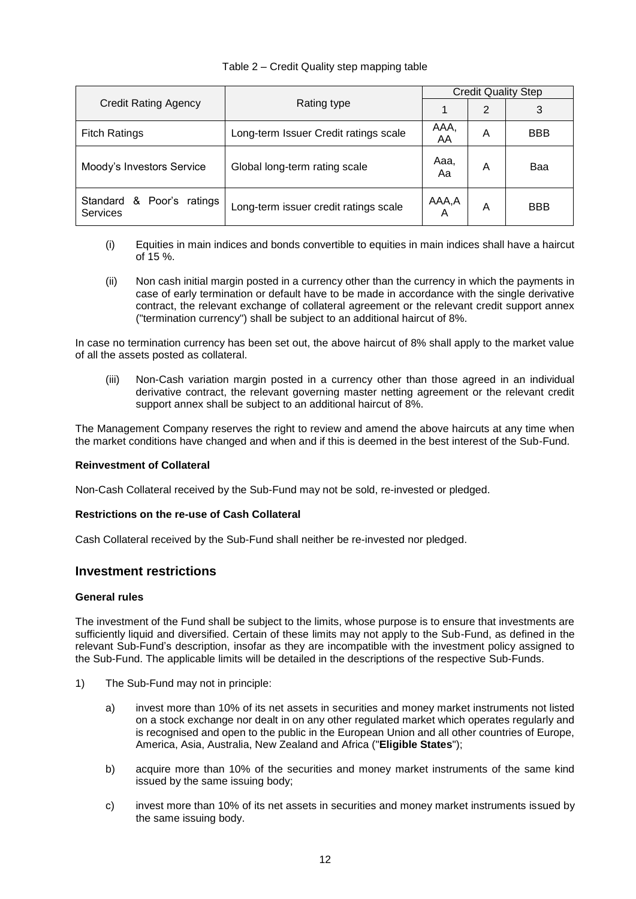Table 2 – Credit Quality step mapping table

| Credit Rating Agency | Rating type | Credit Quality Step | | |
|---|---|---|---|---|
| | | 1 | 2 | 3 |
| Fitch Ratings | Long-term Issuer Credit ratings scale | AAA, AA | A | BBB |
| Moody's Investors Service | Global long-term rating scale | Aaa, Aa | A | Baa |
| Standard & Poor's ratings Services | Long-term issuer credit ratings scale | AAA,AA | A | BBB |

(i) Equities in main indices and bonds convertible to equities in main indices shall have a haircut of 15 %.

(ii) Non cash initial margin posted in a currency other than the currency in which the payments in case of early termination or default have to be made in accordance with the single derivative contract, the relevant exchange of collateral agreement or the relevant credit support annex ("termination currency") shall be subject to an additional haircut of 8%.

In case no termination currency has been set out, the above haircut of 8% shall apply to the market value of all the assets posted as collateral.

(iii) Non-Cash variation margin posted in a currency other than those agreed in an individual derivative contract, the relevant governing master netting agreement or the relevant credit support annex shall be subject to an additional haircut of 8%.

The Management Company reserves the right to review and amend the above haircuts at any time when the market conditions have changed and when and if this is deemed in the best interest of the Sub-Fund.

**Reinvestment of Collateral**

Non-Cash Collateral received by the Sub-Fund may not be sold, re-invested or pledged.

**Restrictions on the re-use of Cash Collateral**

Cash Collateral received by the Sub-Fund shall neither be re-invested nor pledged.

## Investment restrictions

**General rules**

The investment of the Fund shall be subject to the limits, whose purpose is to ensure that investments are sufficiently liquid and diversified. Certain of these limits may not apply to the Sub-Fund, as defined in the relevant Sub-Fund's description, insofar as they are incompatible with the investment policy assigned to the Sub-Fund. The applicable limits will be detailed in the descriptions of the respective Sub-Funds.

1) The Sub-Fund may not in principle:

   a) invest more than 10% of its net assets in securities and money market instruments not listed on a stock exchange nor dealt in on any other regulated market which operates regularly and is recognised and open to the public in the European Union and all other countries of Europe, America, Asia, Australia, New Zealand and Africa ("**Eligible States**");

   b) acquire more than 10% of the securities and money market instruments of the same kind issued by the same issuing body;

   c) invest more than 10% of its net assets in securities and money market instruments issued by the same issuing body.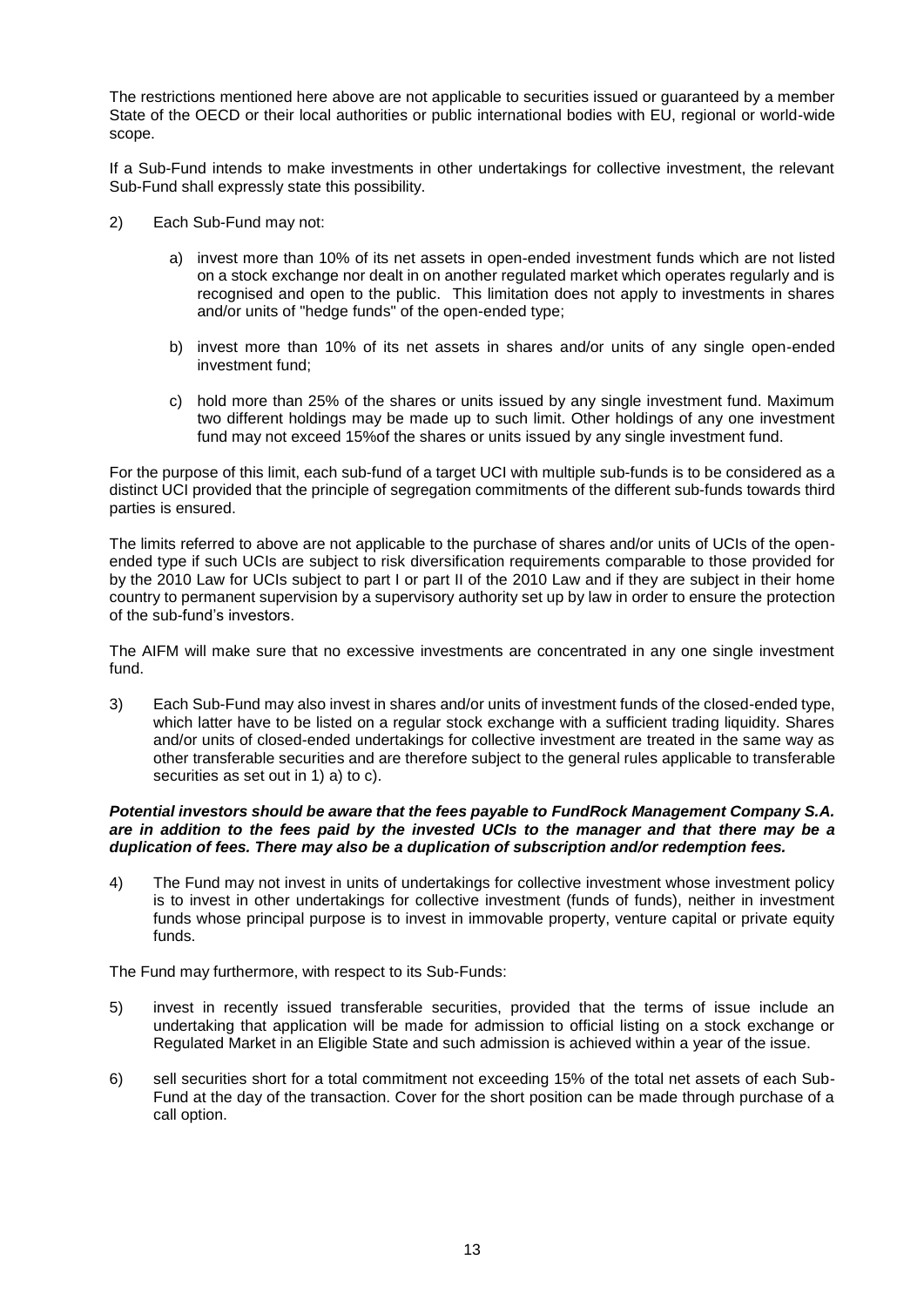The restrictions mentioned here above are not applicable to securities issued or guaranteed by a member State of the OECD or their local authorities or public international bodies with EU, regional or world-wide scope.

If a Sub-Fund intends to make investments in other undertakings for collective investment, the relevant Sub-Fund shall expressly state this possibility.

2) Each Sub-Fund may not:

   a) invest more than 10% of its net assets in open-ended investment funds which are not listed on a stock exchange nor dealt in on another regulated market which operates regularly and is recognised and open to the public. This limitation does not apply to investments in shares and/or units of "hedge funds" of the open-ended type;

   b) invest more than 10% of its net assets in shares and/or units of any single open-ended investment fund;

   c) hold more than 25% of the shares or units issued by any single investment fund. Maximum two different holdings may be made up to such limit. Other holdings of any one investment fund may not exceed 15%of the shares or units issued by any single investment fund.

For the purpose of this limit, each sub-fund of a target UCI with multiple sub-funds is to be considered as a distinct UCI provided that the principle of segregation commitments of the different sub-funds towards third parties is ensured.

The limits referred to above are not applicable to the purchase of shares and/or units of UCIs of the open-ended type if such UCIs are subject to risk diversification requirements comparable to those provided for by the 2010 Law for UCIs subject to part I or part II of the 2010 Law and if they are subject in their home country to permanent supervision by a supervisory authority set up by law in order to ensure the protection of the sub-fund's investors.

The AIFM will make sure that no excessive investments are concentrated in any one single investment fund.

3) Each Sub-Fund may also invest in shares and/or units of investment funds of the closed-ended type, which latter have to be listed on a regular stock exchange with a sufficient trading liquidity. Shares and/or units of closed-ended undertakings for collective investment are treated in the same way as other transferable securities and are therefore subject to the general rules applicable to transferable securities as set out in 1) a) to c).

***Potential investors should be aware that the fees payable to FundRock Management Company S.A. are in addition to the fees paid by the invested UCIs to the manager and that there may be a duplication of fees. There may also be a duplication of subscription and/or redemption fees.***

4) The Fund may not invest in units of undertakings for collective investment whose investment policy is to invest in other undertakings for collective investment (funds of funds), neither in investment funds whose principal purpose is to invest in immovable property, venture capital or private equity funds.

The Fund may furthermore, with respect to its Sub-Funds:

5) invest in recently issued transferable securities, provided that the terms of issue include an undertaking that application will be made for admission to official listing on a stock exchange or Regulated Market in an Eligible State and such admission is achieved within a year of the issue.

6) sell securities short for a total commitment not exceeding 15% of the total net assets of each Sub-Fund at the day of the transaction. Cover for the short position can be made through purchase of a call option.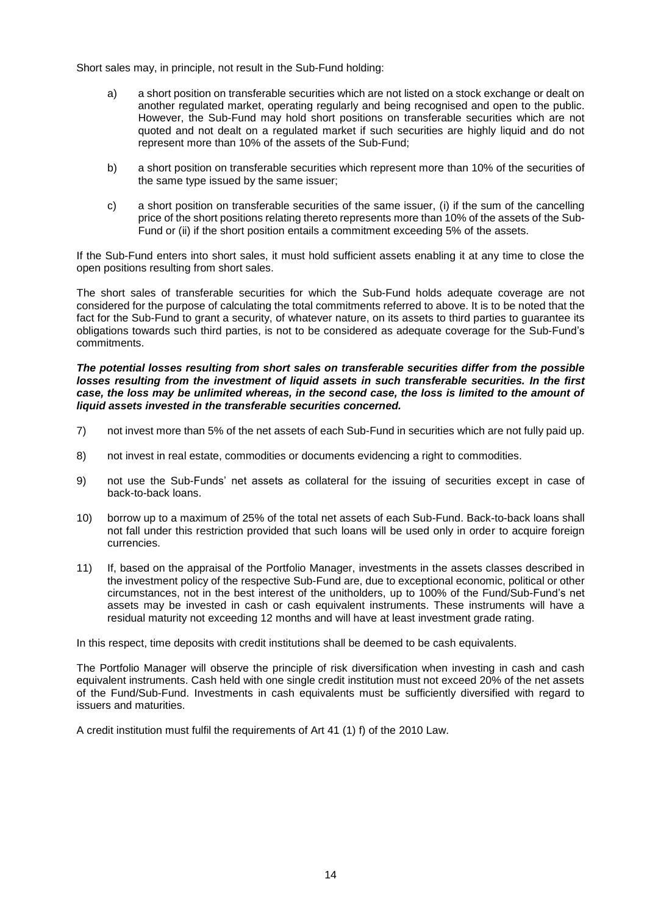Short sales may, in principle, not result in the Sub-Fund holding:

a) a short position on transferable securities which are not listed on a stock exchange or dealt on another regulated market, operating regularly and being recognised and open to the public. However, the Sub-Fund may hold short positions on transferable securities which are not quoted and not dealt on a regulated market if such securities are highly liquid and do not represent more than 10% of the assets of the Sub-Fund;

b) a short position on transferable securities which represent more than 10% of the securities of the same type issued by the same issuer;

c) a short position on transferable securities of the same issuer, (i) if the sum of the cancelling price of the short positions relating thereto represents more than 10% of the assets of the Sub-Fund or (ii) if the short position entails a commitment exceeding 5% of the assets.

If the Sub-Fund enters into short sales, it must hold sufficient assets enabling it at any time to close the open positions resulting from short sales.

The short sales of transferable securities for which the Sub-Fund holds adequate coverage are not considered for the purpose of calculating the total commitments referred to above. It is to be noted that the fact for the Sub-Fund to grant a security, of whatever nature, on its assets to third parties to guarantee its obligations towards such third parties, is not to be considered as adequate coverage for the Sub-Fund's commitments.

***The potential losses resulting from short sales on transferable securities differ from the possible losses resulting from the investment of liquid assets in such transferable securities. In the first case, the loss may be unlimited whereas, in the second case, the loss is limited to the amount of liquid assets invested in the transferable securities concerned.***

7) not invest more than 5% of the net assets of each Sub-Fund in securities which are not fully paid up.

8) not invest in real estate, commodities or documents evidencing a right to commodities.

9) not use the Sub-Funds' net assets as collateral for the issuing of securities except in case of back-to-back loans.

10) borrow up to a maximum of 25% of the total net assets of each Sub-Fund. Back-to-back loans shall not fall under this restriction provided that such loans will be used only in order to acquire foreign currencies.

11) If, based on the appraisal of the Portfolio Manager, investments in the assets classes described in the investment policy of the respective Sub-Fund are, due to exceptional economic, political or other circumstances, not in the best interest of the unitholders, up to 100% of the Fund/Sub-Fund's net assets may be invested in cash or cash equivalent instruments. These instruments will have a residual maturity not exceeding 12 months and will have at least investment grade rating.

In this respect, time deposits with credit institutions shall be deemed to be cash equivalents.

The Portfolio Manager will observe the principle of risk diversification when investing in cash and cash equivalent instruments. Cash held with one single credit institution must not exceed 20% of the net assets of the Fund/Sub-Fund. Investments in cash equivalents must be sufficiently diversified with regard to issuers and maturities.

A credit institution must fulfil the requirements of Art 41 (1) f) of the 2010 Law.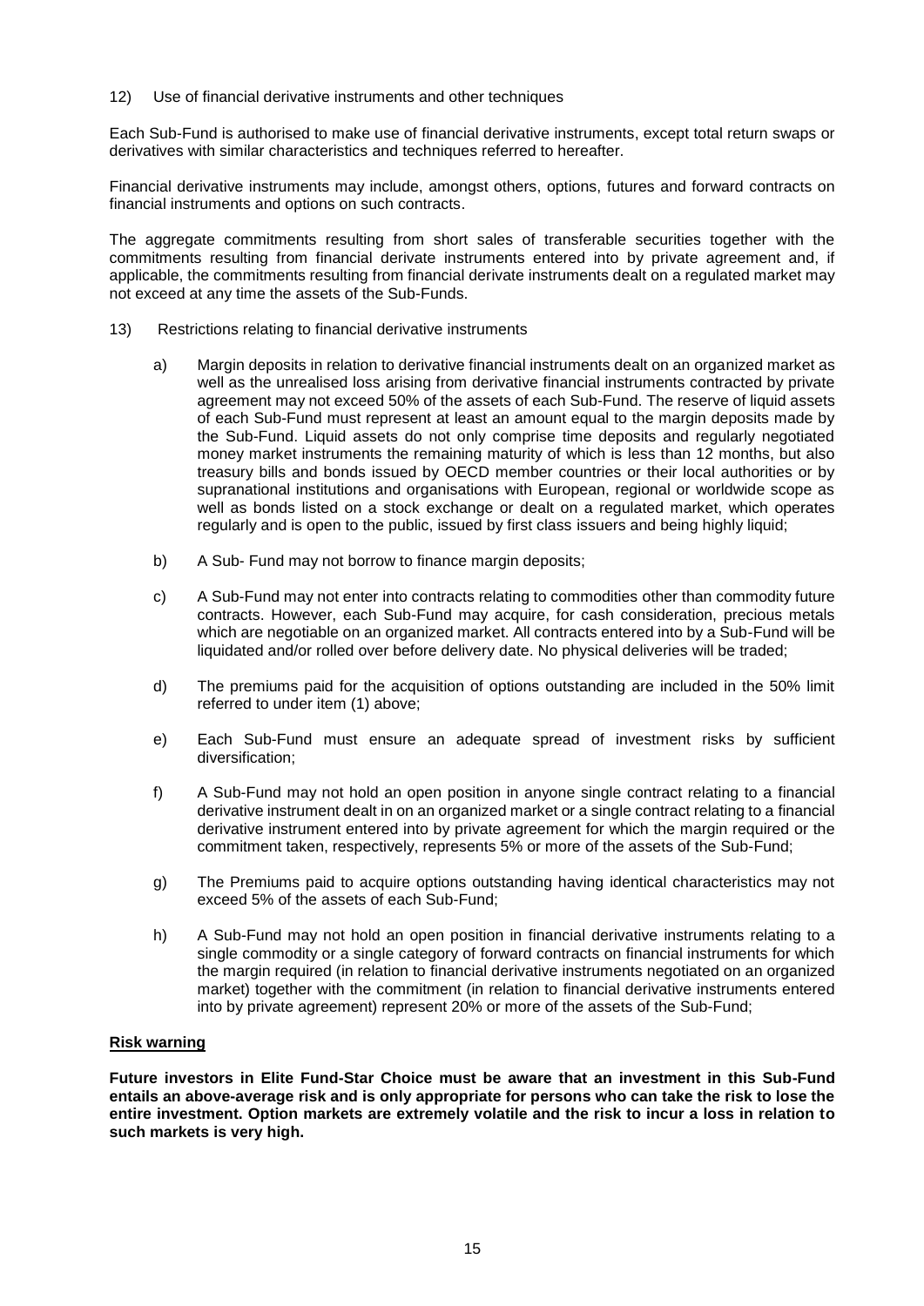12) Use of financial derivative instruments and other techniques

Each Sub-Fund is authorised to make use of financial derivative instruments, except total return swaps or derivatives with similar characteristics and techniques referred to hereafter.

Financial derivative instruments may include, amongst others, options, futures and forward contracts on financial instruments and options on such contracts.

The aggregate commitments resulting from short sales of transferable securities together with the commitments resulting from financial derivate instruments entered into by private agreement and, if applicable, the commitments resulting from financial derivate instruments dealt on a regulated market may not exceed at any time the assets of the Sub-Funds.

13) Restrictions relating to financial derivative instruments

a) Margin deposits in relation to derivative financial instruments dealt on an organized market as well as the unrealised loss arising from derivative financial instruments contracted by private agreement may not exceed 50% of the assets of each Sub-Fund. The reserve of liquid assets of each Sub-Fund must represent at least an amount equal to the margin deposits made by the Sub-Fund. Liquid assets do not only comprise time deposits and regularly negotiated money market instruments the remaining maturity of which is less than 12 months, but also treasury bills and bonds issued by OECD member countries or their local authorities or by supranational institutions and organisations with European, regional or worldwide scope as well as bonds listed on a stock exchange or dealt on a regulated market, which operates regularly and is open to the public, issued by first class issuers and being highly liquid;

b) A Sub- Fund may not borrow to finance margin deposits;

c) A Sub-Fund may not enter into contracts relating to commodities other than commodity future contracts. However, each Sub-Fund may acquire, for cash consideration, precious metals which are negotiable on an organized market. All contracts entered into by a Sub-Fund will be liquidated and/or rolled over before delivery date. No physical deliveries will be traded;

d) The premiums paid for the acquisition of options outstanding are included in the 50% limit referred to under item (1) above;

e) Each Sub-Fund must ensure an adequate spread of investment risks by sufficient diversification;

f) A Sub-Fund may not hold an open position in anyone single contract relating to a financial derivative instrument dealt in on an organized market or a single contract relating to a financial derivative instrument entered into by private agreement for which the margin required or the commitment taken, respectively, represents 5% or more of the assets of the Sub-Fund;

g) The Premiums paid to acquire options outstanding having identical characteristics may not exceed 5% of the assets of each Sub-Fund;

h) A Sub-Fund may not hold an open position in financial derivative instruments relating to a single commodity or a single category of forward contracts on financial instruments for which the margin required (in relation to financial derivative instruments negotiated on an organized market) together with the commitment (in relation to financial derivative instruments entered into by private agreement) represent 20% or more of the assets of the Sub-Fund;

**Risk warning**

**Future investors in Elite Fund-Star Choice must be aware that an investment in this Sub-Fund entails an above-average risk and is only appropriate for persons who can take the risk to lose the entire investment. Option markets are extremely volatile and the risk to incur a loss in relation to such markets is very high.**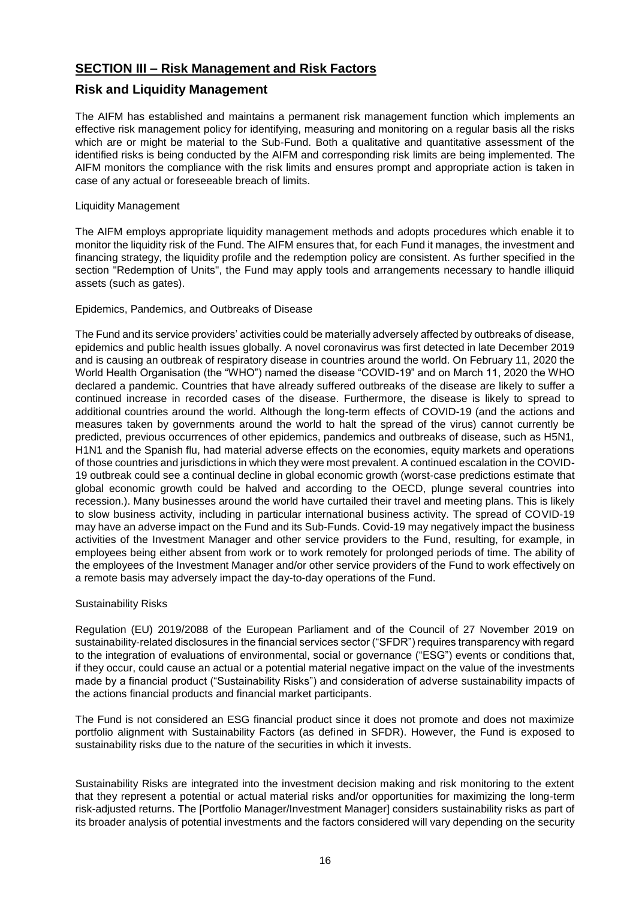# SECTION III – Risk Management and Risk Factors

## Risk and Liquidity Management

The AIFM has established and maintains a permanent risk management function which implements an effective risk management policy for identifying, measuring and monitoring on a regular basis all the risks which are or might be material to the Sub-Fund. Both a qualitative and quantitative assessment of the identified risks is being conducted by the AIFM and corresponding risk limits are being implemented. The AIFM monitors the compliance with the risk limits and ensures prompt and appropriate action is taken in case of any actual or foreseeable breach of limits.

Liquidity Management

The AIFM employs appropriate liquidity management methods and adopts procedures which enable it to monitor the liquidity risk of the Fund. The AIFM ensures that, for each Fund it manages, the investment and financing strategy, the liquidity profile and the redemption policy are consistent. As further specified in the section "Redemption of Units", the Fund may apply tools and arrangements necessary to handle illiquid assets (such as gates).

Epidemics, Pandemics, and Outbreaks of Disease

The Fund and its service providers' activities could be materially adversely affected by outbreaks of disease, epidemics and public health issues globally. A novel coronavirus was first detected in late December 2019 and is causing an outbreak of respiratory disease in countries around the world. On February 11, 2020 the World Health Organisation (the "WHO") named the disease "COVID-19" and on March 11, 2020 the WHO declared a pandemic. Countries that have already suffered outbreaks of the disease are likely to suffer a continued increase in recorded cases of the disease. Furthermore, the disease is likely to spread to additional countries around the world. Although the long-term effects of COVID-19 (and the actions and measures taken by governments around the world to halt the spread of the virus) cannot currently be predicted, previous occurrences of other epidemics, pandemics and outbreaks of disease, such as H5N1, H1N1 and the Spanish flu, had material adverse effects on the economies, equity markets and operations of those countries and jurisdictions in which they were most prevalent. A continued escalation in the COVID-19 outbreak could see a continual decline in global economic growth (worst-case predictions estimate that global economic growth could be halved and according to the OECD, plunge several countries into recession.). Many businesses around the world have curtailed their travel and meeting plans. This is likely to slow business activity, including in particular international business activity. The spread of COVID-19 may have an adverse impact on the Fund and its Sub-Funds. Covid-19 may negatively impact the business activities of the Investment Manager and other service providers to the Fund, resulting, for example, in employees being either absent from work or to work remotely for prolonged periods of time. The ability of the employees of the Investment Manager and/or other service providers of the Fund to work effectively on a remote basis may adversely impact the day-to-day operations of the Fund.

Sustainability Risks

Regulation (EU) 2019/2088 of the European Parliament and of the Council of 27 November 2019 on sustainability-related disclosures in the financial services sector ("SFDR") requires transparency with regard to the integration of evaluations of environmental, social or governance ("ESG") events or conditions that, if they occur, could cause an actual or a potential material negative impact on the value of the investments made by a financial product ("Sustainability Risks") and consideration of adverse sustainability impacts of the actions financial products and financial market participants.

The Fund is not considered an ESG financial product since it does not promote and does not maximize portfolio alignment with Sustainability Factors (as defined in SFDR). However, the Fund is exposed to sustainability risks due to the nature of the securities in which it invests.

Sustainability Risks are integrated into the investment decision making and risk monitoring to the extent that they represent a potential or actual material risks and/or opportunities for maximizing the long-term risk-adjusted returns. The [Portfolio Manager/Investment Manager] considers sustainability risks as part of its broader analysis of potential investments and the factors considered will vary depending on the security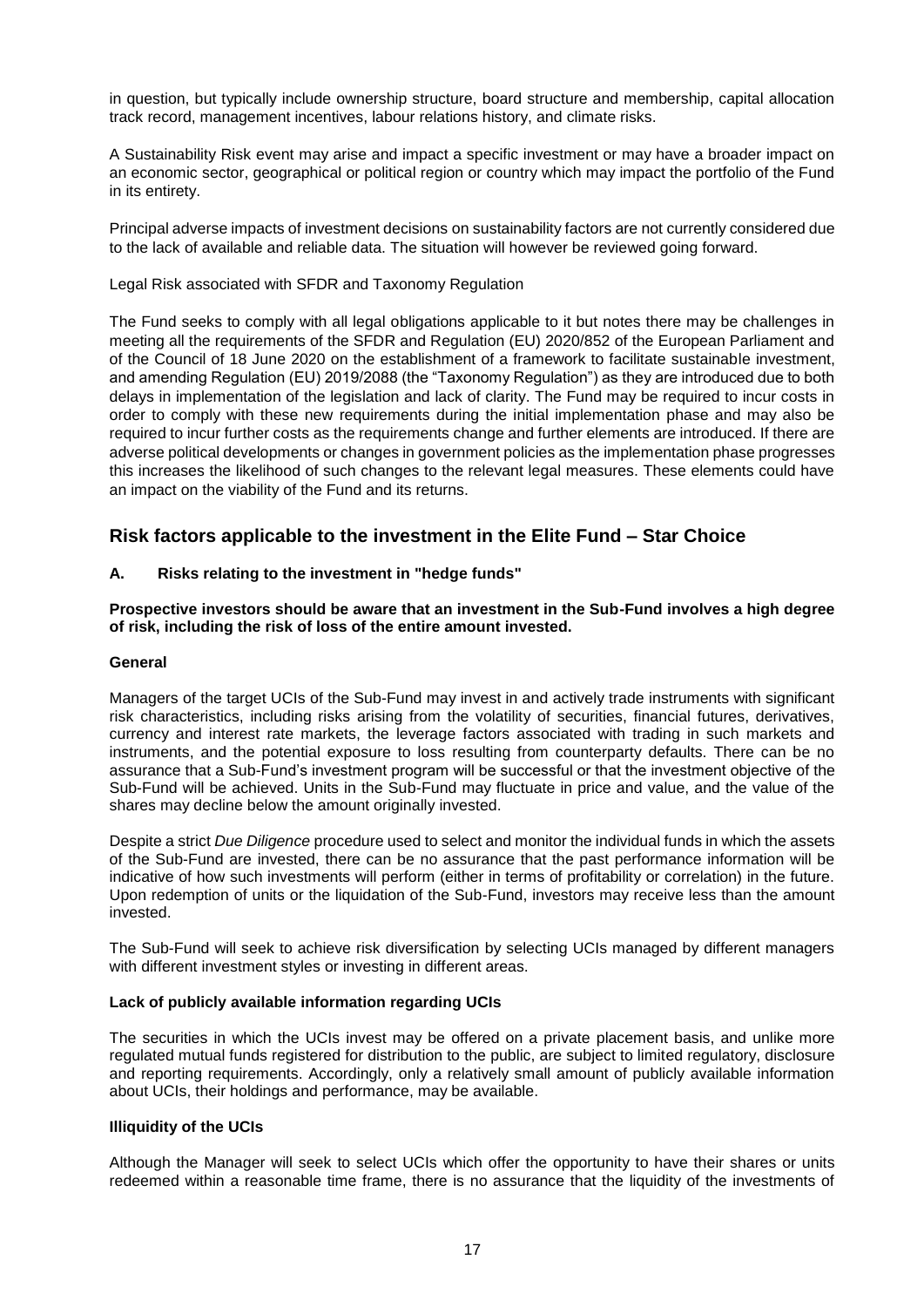in question, but typically include ownership structure, board structure and membership, capital allocation track record, management incentives, labour relations history, and climate risks.

A Sustainability Risk event may arise and impact a specific investment or may have a broader impact on an economic sector, geographical or political region or country which may impact the portfolio of the Fund in its entirety.

Principal adverse impacts of investment decisions on sustainability factors are not currently considered due to the lack of available and reliable data. The situation will however be reviewed going forward.

Legal Risk associated with SFDR and Taxonomy Regulation

The Fund seeks to comply with all legal obligations applicable to it but notes there may be challenges in meeting all the requirements of the SFDR and Regulation (EU) 2020/852 of the European Parliament and of the Council of 18 June 2020 on the establishment of a framework to facilitate sustainable investment, and amending Regulation (EU) 2019/2088 (the "Taxonomy Regulation") as they are introduced due to both delays in implementation of the legislation and lack of clarity. The Fund may be required to incur costs in order to comply with these new requirements during the initial implementation phase and may also be required to incur further costs as the requirements change and further elements are introduced. If there are adverse political developments or changes in government policies as the implementation phase progresses this increases the likelihood of such changes to the relevant legal measures. These elements could have an impact on the viability of the Fund and its returns.

## Risk factors applicable to the investment in the Elite Fund – Star Choice

### A. Risks relating to the investment in "hedge funds"

**Prospective investors should be aware that an investment in the Sub-Fund involves a high degree of risk, including the risk of loss of the entire amount invested.**

**General**

Managers of the target UCIs of the Sub-Fund may invest in and actively trade instruments with significant risk characteristics, including risks arising from the volatility of securities, financial futures, derivatives, currency and interest rate markets, the leverage factors associated with trading in such markets and instruments, and the potential exposure to loss resulting from counterparty defaults. There can be no assurance that a Sub-Fund's investment program will be successful or that the investment objective of the Sub-Fund will be achieved. Units in the Sub-Fund may fluctuate in price and value, and the value of the shares may decline below the amount originally invested.

Despite a strict *Due Diligence* procedure used to select and monitor the individual funds in which the assets of the Sub-Fund are invested, there can be no assurance that the past performance information will be indicative of how such investments will perform (either in terms of profitability or correlation) in the future. Upon redemption of units or the liquidation of the Sub-Fund, investors may receive less than the amount invested.

The Sub-Fund will seek to achieve risk diversification by selecting UCIs managed by different managers with different investment styles or investing in different areas.

**Lack of publicly available information regarding UCIs**

The securities in which the UCIs invest may be offered on a private placement basis, and unlike more regulated mutual funds registered for distribution to the public, are subject to limited regulatory, disclosure and reporting requirements. Accordingly, only a relatively small amount of publicly available information about UCIs, their holdings and performance, may be available.

**Illiquidity of the UCIs**

Although the Manager will seek to select UCIs which offer the opportunity to have their shares or units redeemed within a reasonable time frame, there is no assurance that the liquidity of the investments of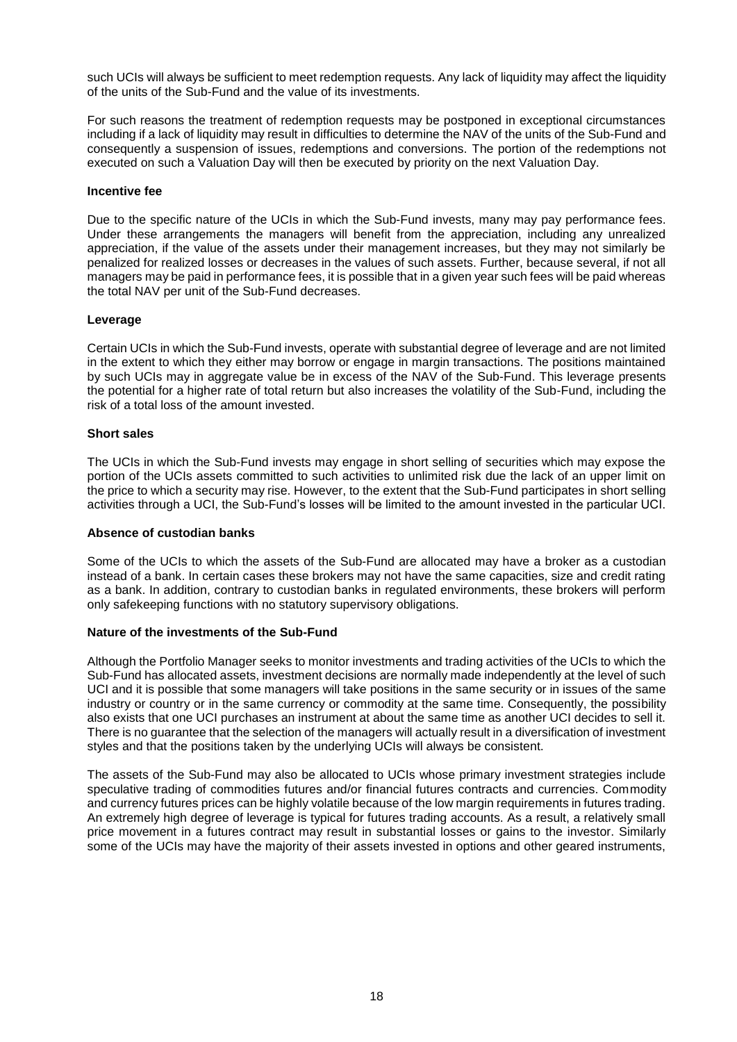such UCIs will always be sufficient to meet redemption requests. Any lack of liquidity may affect the liquidity of the units of the Sub-Fund and the value of its investments.

For such reasons the treatment of redemption requests may be postponed in exceptional circumstances including if a lack of liquidity may result in difficulties to determine the NAV of the units of the Sub-Fund and consequently a suspension of issues, redemptions and conversions. The portion of the redemptions not executed on such a Valuation Day will then be executed by priority on the next Valuation Day.

**Incentive fee**

Due to the specific nature of the UCIs in which the Sub-Fund invests, many may pay performance fees. Under these arrangements the managers will benefit from the appreciation, including any unrealized appreciation, if the value of the assets under their management increases, but they may not similarly be penalized for realized losses or decreases in the values of such assets. Further, because several, if not all managers may be paid in performance fees, it is possible that in a given year such fees will be paid whereas the total NAV per unit of the Sub-Fund decreases.

**Leverage**

Certain UCIs in which the Sub-Fund invests, operate with substantial degree of leverage and are not limited in the extent to which they either may borrow or engage in margin transactions. The positions maintained by such UCIs may in aggregate value be in excess of the NAV of the Sub-Fund. This leverage presents the potential for a higher rate of total return but also increases the volatility of the Sub-Fund, including the risk of a total loss of the amount invested.

**Short sales**

The UCIs in which the Sub-Fund invests may engage in short selling of securities which may expose the portion of the UCIs assets committed to such activities to unlimited risk due the lack of an upper limit on the price to which a security may rise. However, to the extent that the Sub-Fund participates in short selling activities through a UCI, the Sub-Fund's losses will be limited to the amount invested in the particular UCI.

**Absence of custodian banks**

Some of the UCIs to which the assets of the Sub-Fund are allocated may have a broker as a custodian instead of a bank. In certain cases these brokers may not have the same capacities, size and credit rating as a bank. In addition, contrary to custodian banks in regulated environments, these brokers will perform only safekeeping functions with no statutory supervisory obligations.

**Nature of the investments of the Sub-Fund**

Although the Portfolio Manager seeks to monitor investments and trading activities of the UCIs to which the Sub-Fund has allocated assets, investment decisions are normally made independently at the level of such UCI and it is possible that some managers will take positions in the same security or in issues of the same industry or country or in the same currency or commodity at the same time. Consequently, the possibility also exists that one UCI purchases an instrument at about the same time as another UCI decides to sell it. There is no guarantee that the selection of the managers will actually result in a diversification of investment styles and that the positions taken by the underlying UCIs will always be consistent.

The assets of the Sub-Fund may also be allocated to UCIs whose primary investment strategies include speculative trading of commodities futures and/or financial futures contracts and currencies. Commodity and currency futures prices can be highly volatile because of the low margin requirements in futures trading. An extremely high degree of leverage is typical for futures trading accounts. As a result, a relatively small price movement in a futures contract may result in substantial losses or gains to the investor. Similarly some of the UCIs may have the majority of their assets invested in options and other geared instruments,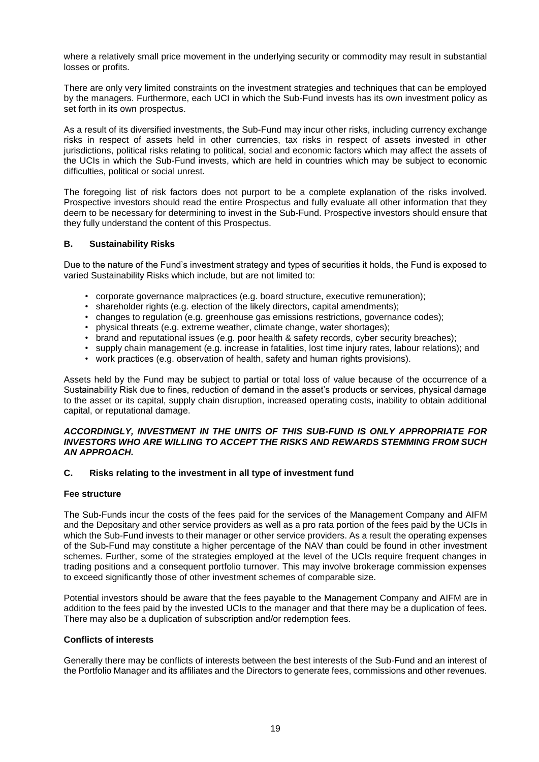where a relatively small price movement in the underlying security or commodity may result in substantial losses or profits.

There are only very limited constraints on the investment strategies and techniques that can be employed by the managers. Furthermore, each UCI in which the Sub-Fund invests has its own investment policy as set forth in its own prospectus.

As a result of its diversified investments, the Sub-Fund may incur other risks, including currency exchange risks in respect of assets held in other currencies, tax risks in respect of assets invested in other jurisdictions, political risks relating to political, social and economic factors which may affect the assets of the UCIs in which the Sub-Fund invests, which are held in countries which may be subject to economic difficulties, political or social unrest.

The foregoing list of risk factors does not purport to be a complete explanation of the risks involved. Prospective investors should read the entire Prospectus and fully evaluate all other information that they deem to be necessary for determining to invest in the Sub-Fund. Prospective investors should ensure that they fully understand the content of this Prospectus.

### B. Sustainability Risks

Due to the nature of the Fund's investment strategy and types of securities it holds, the Fund is exposed to varied Sustainability Risks which include, but are not limited to:

- corporate governance malpractices (e.g. board structure, executive remuneration);
- shareholder rights (e.g. election of the likely directors, capital amendments);
- changes to regulation (e.g. greenhouse gas emissions restrictions, governance codes);
- physical threats (e.g. extreme weather, climate change, water shortages);
- brand and reputational issues (e.g. poor health & safety records, cyber security breaches);
- supply chain management (e.g. increase in fatalities, lost time injury rates, labour relations); and
- work practices (e.g. observation of health, safety and human rights provisions).

Assets held by the Fund may be subject to partial or total loss of value because of the occurrence of a Sustainability Risk due to fines, reduction of demand in the asset's products or services, physical damage to the asset or its capital, supply chain disruption, increased operating costs, inability to obtain additional capital, or reputational damage.

***ACCORDINGLY, INVESTMENT IN THE UNITS OF THIS SUB-FUND IS ONLY APPROPRIATE FOR INVESTORS WHO ARE WILLING TO ACCEPT THE RISKS AND REWARDS STEMMING FROM SUCH AN APPROACH.***

### C. Risks relating to the investment in all type of investment fund

**Fee structure**

The Sub-Funds incur the costs of the fees paid for the services of the Management Company and AIFM and the Depositary and other service providers as well as a pro rata portion of the fees paid by the UCIs in which the Sub-Fund invests to their manager or other service providers. As a result the operating expenses of the Sub-Fund may constitute a higher percentage of the NAV than could be found in other investment schemes. Further, some of the strategies employed at the level of the UCIs require frequent changes in trading positions and a consequent portfolio turnover. This may involve brokerage commission expenses to exceed significantly those of other investment schemes of comparable size.

Potential investors should be aware that the fees payable to the Management Company and AIFM are in addition to the fees paid by the invested UCIs to the manager and that there may be a duplication of fees. There may also be a duplication of subscription and/or redemption fees.

**Conflicts of interests**

Generally there may be conflicts of interests between the best interests of the Sub-Fund and an interest of the Portfolio Manager and its affiliates and the Directors to generate fees, commissions and other revenues.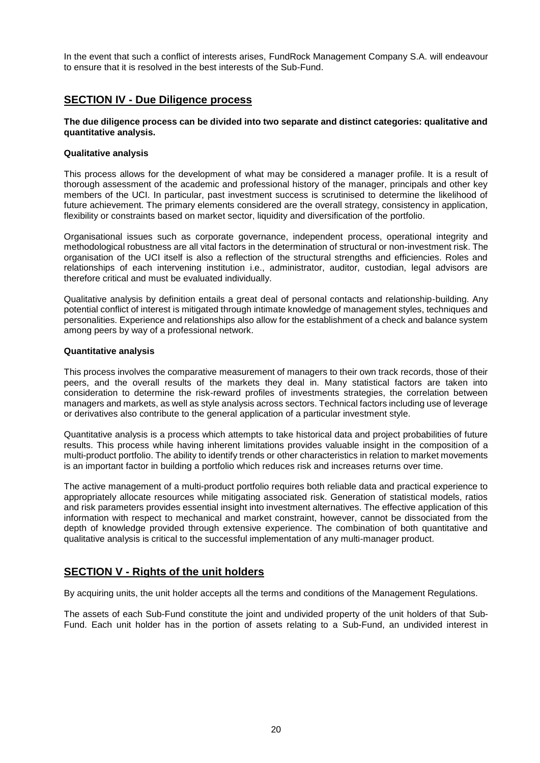In the event that such a conflict of interests arises, FundRock Management Company S.A. will endeavour to ensure that it is resolved in the best interests of the Sub-Fund.

## SECTION IV - Due Diligence process

**The due diligence process can be divided into two separate and distinct categories: qualitative and quantitative analysis.**

**Qualitative analysis**

This process allows for the development of what may be considered a manager profile. It is a result of thorough assessment of the academic and professional history of the manager, principals and other key members of the UCI. In particular, past investment success is scrutinised to determine the likelihood of future achievement. The primary elements considered are the overall strategy, consistency in application, flexibility or constraints based on market sector, liquidity and diversification of the portfolio.

Organisational issues such as corporate governance, independent process, operational integrity and methodological robustness are all vital factors in the determination of structural or non-investment risk. The organisation of the UCI itself is also a reflection of the structural strengths and efficiencies. Roles and relationships of each intervening institution i.e., administrator, auditor, custodian, legal advisors are therefore critical and must be evaluated individually.

Qualitative analysis by definition entails a great deal of personal contacts and relationship-building. Any potential conflict of interest is mitigated through intimate knowledge of management styles, techniques and personalities. Experience and relationships also allow for the establishment of a check and balance system among peers by way of a professional network.

**Quantitative analysis**

This process involves the comparative measurement of managers to their own track records, those of their peers, and the overall results of the markets they deal in. Many statistical factors are taken into consideration to determine the risk-reward profiles of investments strategies, the correlation between managers and markets, as well as style analysis across sectors. Technical factors including use of leverage or derivatives also contribute to the general application of a particular investment style.

Quantitative analysis is a process which attempts to take historical data and project probabilities of future results. This process while having inherent limitations provides valuable insight in the composition of a multi-product portfolio. The ability to identify trends or other characteristics in relation to market movements is an important factor in building a portfolio which reduces risk and increases returns over time.

The active management of a multi-product portfolio requires both reliable data and practical experience to appropriately allocate resources while mitigating associated risk. Generation of statistical models, ratios and risk parameters provides essential insight into investment alternatives. The effective application of this information with respect to mechanical and market constraint, however, cannot be dissociated from the depth of knowledge provided through extensive experience. The combination of both quantitative and qualitative analysis is critical to the successful implementation of any multi-manager product.

## SECTION V - Rights of the unit holders

By acquiring units, the unit holder accepts all the terms and conditions of the Management Regulations.

The assets of each Sub-Fund constitute the joint and undivided property of the unit holders of that Sub-Fund. Each unit holder has in the portion of assets relating to a Sub-Fund, an undivided interest in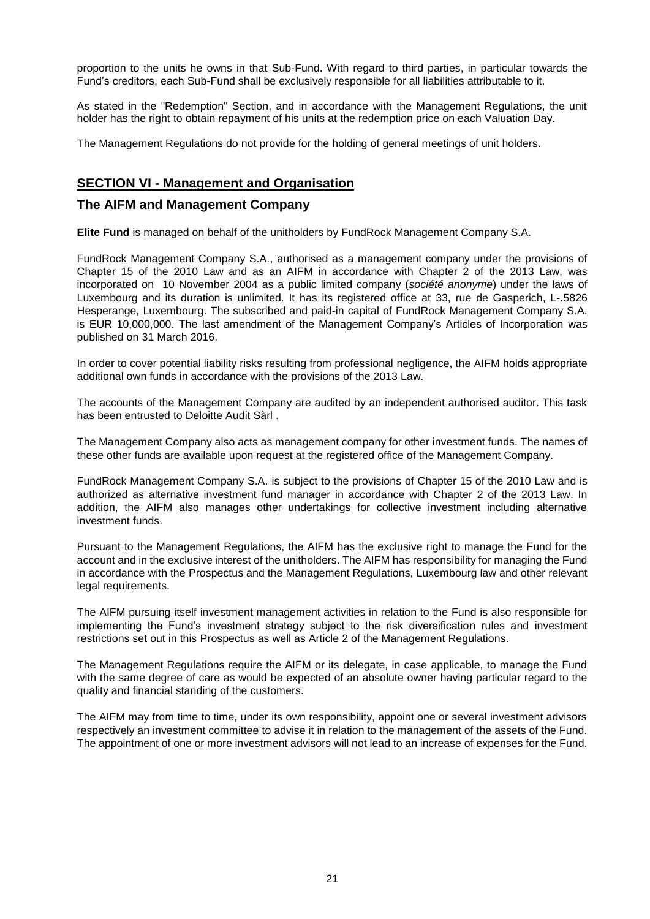proportion to the units he owns in that Sub-Fund. With regard to third parties, in particular towards the Fund's creditors, each Sub-Fund shall be exclusively responsible for all liabilities attributable to it.

As stated in the "Redemption" Section, and in accordance with the Management Regulations, the unit holder has the right to obtain repayment of his units at the redemption price on each Valuation Day.

The Management Regulations do not provide for the holding of general meetings of unit holders.

## SECTION VI - Management and Organisation

### The AIFM and Management Company

**Elite Fund** is managed on behalf of the unitholders by FundRock Management Company S.A.

FundRock Management Company S.A., authorised as a management company under the provisions of Chapter 15 of the 2010 Law and as an AIFM in accordance with Chapter 2 of the 2013 Law, was incorporated on 10 November 2004 as a public limited company (*société anonyme*) under the laws of Luxembourg and its duration is unlimited. It has its registered office at 33, rue de Gasperich, L-.5826 Hesperange, Luxembourg. The subscribed and paid-in capital of FundRock Management Company S.A. is EUR 10,000,000. The last amendment of the Management Company's Articles of Incorporation was published on 31 March 2016.

In order to cover potential liability risks resulting from professional negligence, the AIFM holds appropriate additional own funds in accordance with the provisions of the 2013 Law.

The accounts of the Management Company are audited by an independent authorised auditor. This task has been entrusted to Deloitte Audit Sàrl .

The Management Company also acts as management company for other investment funds. The names of these other funds are available upon request at the registered office of the Management Company.

FundRock Management Company S.A. is subject to the provisions of Chapter 15 of the 2010 Law and is authorized as alternative investment fund manager in accordance with Chapter 2 of the 2013 Law. In addition, the AIFM also manages other undertakings for collective investment including alternative investment funds.

Pursuant to the Management Regulations, the AIFM has the exclusive right to manage the Fund for the account and in the exclusive interest of the unitholders. The AIFM has responsibility for managing the Fund in accordance with the Prospectus and the Management Regulations, Luxembourg law and other relevant legal requirements.

The AIFM pursuing itself investment management activities in relation to the Fund is also responsible for implementing the Fund's investment strategy subject to the risk diversification rules and investment restrictions set out in this Prospectus as well as Article 2 of the Management Regulations.

The Management Regulations require the AIFM or its delegate, in case applicable, to manage the Fund with the same degree of care as would be expected of an absolute owner having particular regard to the quality and financial standing of the customers.

The AIFM may from time to time, under its own responsibility, appoint one or several investment advisors respectively an investment committee to advise it in relation to the management of the assets of the Fund. The appointment of one or more investment advisors will not lead to an increase of expenses for the Fund.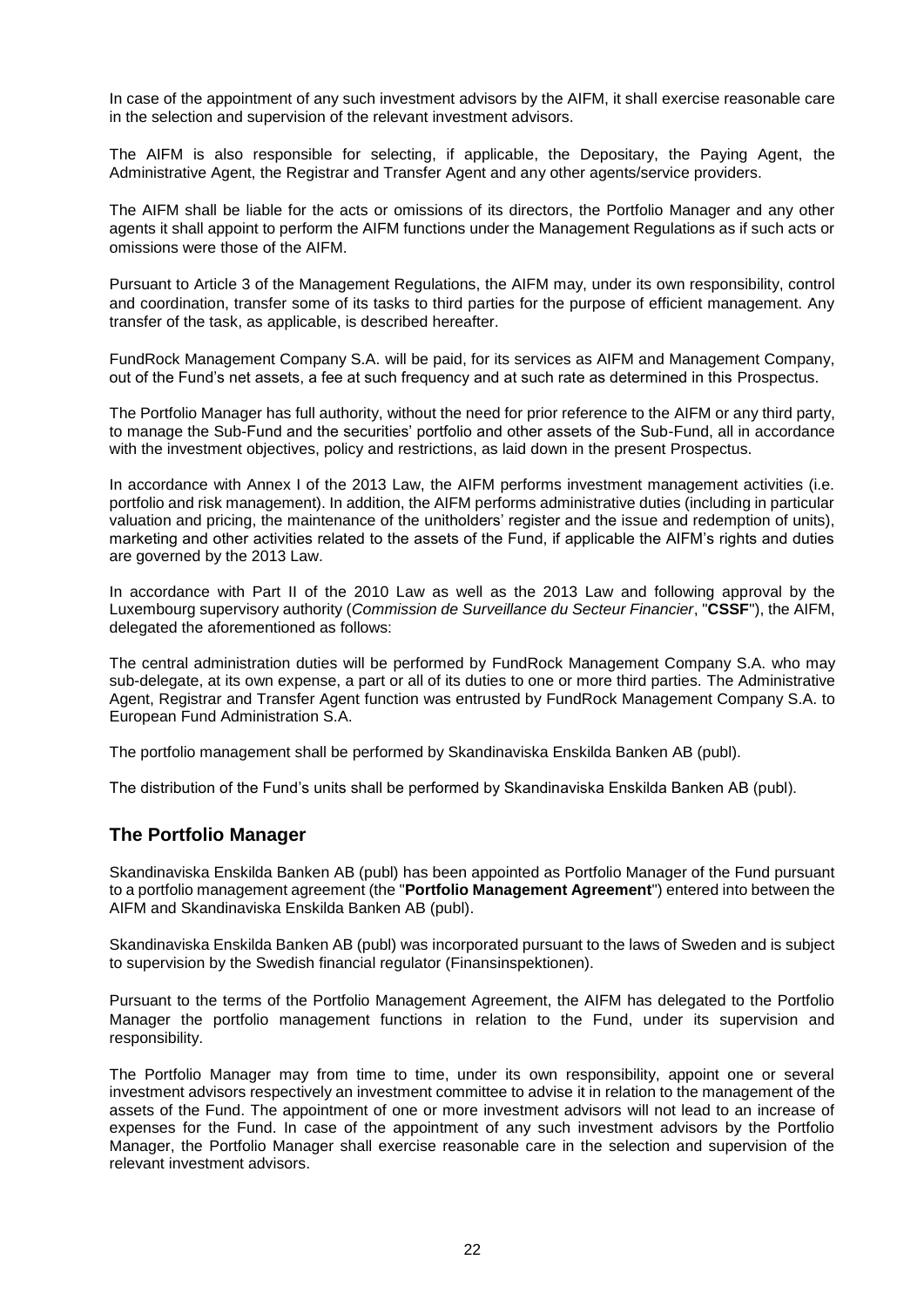In case of the appointment of any such investment advisors by the AIFM, it shall exercise reasonable care in the selection and supervision of the relevant investment advisors.

The AIFM is also responsible for selecting, if applicable, the Depositary, the Paying Agent, the Administrative Agent, the Registrar and Transfer Agent and any other agents/service providers.

The AIFM shall be liable for the acts or omissions of its directors, the Portfolio Manager and any other agents it shall appoint to perform the AIFM functions under the Management Regulations as if such acts or omissions were those of the AIFM.

Pursuant to Article 3 of the Management Regulations, the AIFM may, under its own responsibility, control and coordination, transfer some of its tasks to third parties for the purpose of efficient management. Any transfer of the task, as applicable, is described hereafter.

FundRock Management Company S.A. will be paid, for its services as AIFM and Management Company, out of the Fund's net assets, a fee at such frequency and at such rate as determined in this Prospectus.

The Portfolio Manager has full authority, without the need for prior reference to the AIFM or any third party, to manage the Sub-Fund and the securities' portfolio and other assets of the Sub-Fund, all in accordance with the investment objectives, policy and restrictions, as laid down in the present Prospectus.

In accordance with Annex I of the 2013 Law, the AIFM performs investment management activities (i.e. portfolio and risk management). In addition, the AIFM performs administrative duties (including in particular valuation and pricing, the maintenance of the unitholders' register and the issue and redemption of units), marketing and other activities related to the assets of the Fund, if applicable the AIFM's rights and duties are governed by the 2013 Law.

In accordance with Part II of the 2010 Law as well as the 2013 Law and following approval by the Luxembourg supervisory authority (*Commission de Surveillance du Secteur Financier*, "**CSSF**"), the AIFM, delegated the aforementioned as follows:

The central administration duties will be performed by FundRock Management Company S.A. who may sub-delegate, at its own expense, a part or all of its duties to one or more third parties. The Administrative Agent, Registrar and Transfer Agent function was entrusted by FundRock Management Company S.A. to European Fund Administration S.A.

The portfolio management shall be performed by Skandinaviska Enskilda Banken AB (publ).

The distribution of the Fund's units shall be performed by Skandinaviska Enskilda Banken AB (publ).

## The Portfolio Manager

Skandinaviska Enskilda Banken AB (publ) has been appointed as Portfolio Manager of the Fund pursuant to a portfolio management agreement (the "**Portfolio Management Agreement**") entered into between the AIFM and Skandinaviska Enskilda Banken AB (publ).

Skandinaviska Enskilda Banken AB (publ) was incorporated pursuant to the laws of Sweden and is subject to supervision by the Swedish financial regulator (Finansinspektionen).

Pursuant to the terms of the Portfolio Management Agreement, the AIFM has delegated to the Portfolio Manager the portfolio management functions in relation to the Fund, under its supervision and responsibility.

The Portfolio Manager may from time to time, under its own responsibility, appoint one or several investment advisors respectively an investment committee to advise it in relation to the management of the assets of the Fund. The appointment of one or more investment advisors will not lead to an increase of expenses for the Fund. In case of the appointment of any such investment advisors by the Portfolio Manager, the Portfolio Manager shall exercise reasonable care in the selection and supervision of the relevant investment advisors.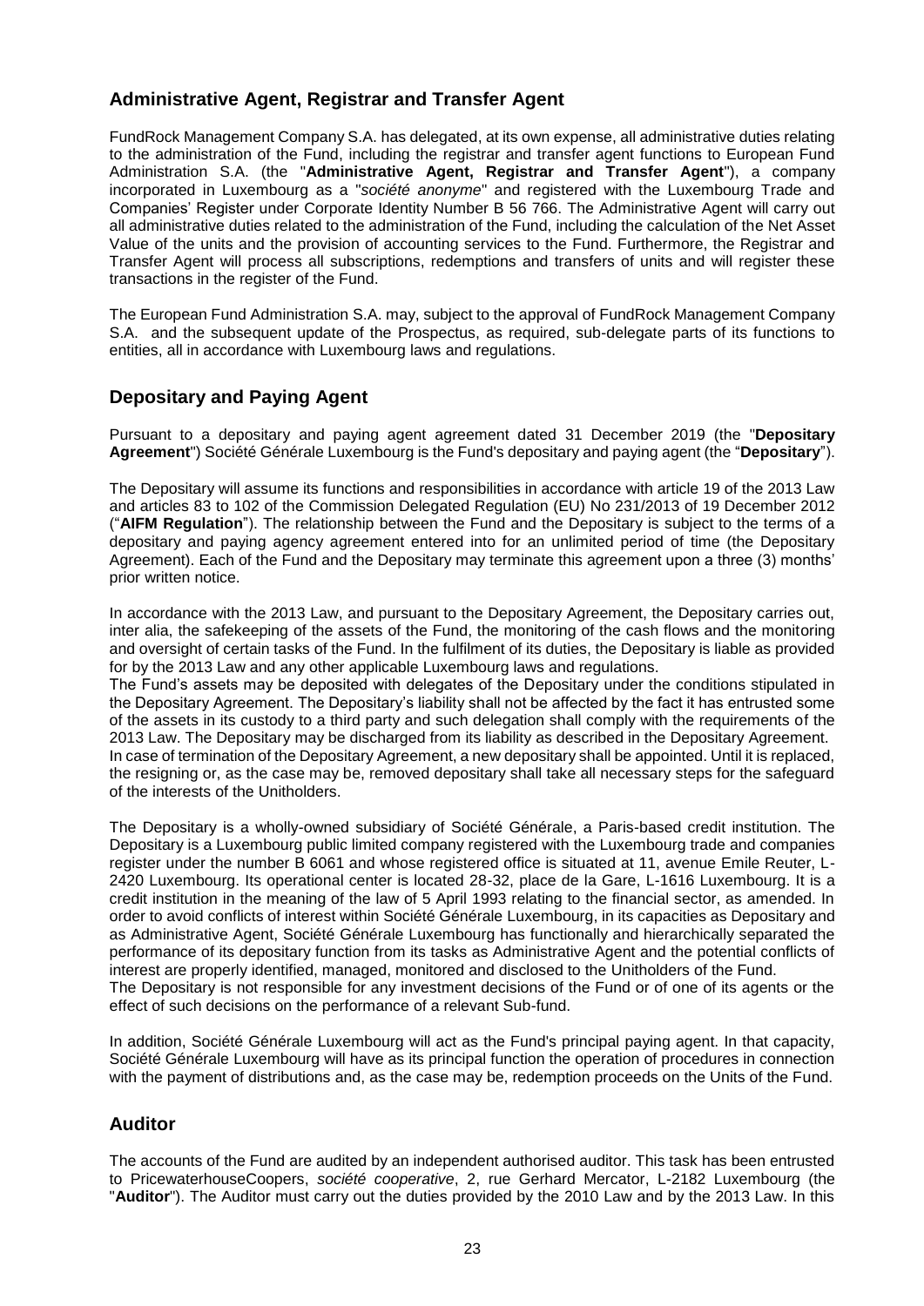## Administrative Agent, Registrar and Transfer Agent

FundRock Management Company S.A. has delegated, at its own expense, all administrative duties relating to the administration of the Fund, including the registrar and transfer agent functions to European Fund Administration S.A. (the "**Administrative Agent, Registrar and Transfer Agent**"), a company incorporated in Luxembourg as a "*société anonyme*" and registered with the Luxembourg Trade and Companies' Register under Corporate Identity Number B 56 766. The Administrative Agent will carry out all administrative duties related to the administration of the Fund, including the calculation of the Net Asset Value of the units and the provision of accounting services to the Fund. Furthermore, the Registrar and Transfer Agent will process all subscriptions, redemptions and transfers of units and will register these transactions in the register of the Fund.

The European Fund Administration S.A. may, subject to the approval of FundRock Management Company S.A. and the subsequent update of the Prospectus, as required, sub-delegate parts of its functions to entities, all in accordance with Luxembourg laws and regulations.

## Depositary and Paying Agent

Pursuant to a depositary and paying agent agreement dated 31 December 2019 (the "**Depositary Agreement**") Société Générale Luxembourg is the Fund's depositary and paying agent (the "**Depositary**").

The Depositary will assume its functions and responsibilities in accordance with article 19 of the 2013 Law and articles 83 to 102 of the Commission Delegated Regulation (EU) No 231/2013 of 19 December 2012 ("**AIFM Regulation**"). The relationship between the Fund and the Depositary is subject to the terms of a depositary and paying agency agreement entered into for an unlimited period of time (the Depositary Agreement). Each of the Fund and the Depositary may terminate this agreement upon a three (3) months' prior written notice.

In accordance with the 2013 Law, and pursuant to the Depositary Agreement, the Depositary carries out, inter alia, the safekeeping of the assets of the Fund, the monitoring of the cash flows and the monitoring and oversight of certain tasks of the Fund. In the fulfilment of its duties, the Depositary is liable as provided for by the 2013 Law and any other applicable Luxembourg laws and regulations.

The Fund's assets may be deposited with delegates of the Depositary under the conditions stipulated in the Depositary Agreement. The Depositary's liability shall not be affected by the fact it has entrusted some of the assets in its custody to a third party and such delegation shall comply with the requirements of the 2013 Law. The Depositary may be discharged from its liability as described in the Depositary Agreement.

In case of termination of the Depositary Agreement, a new depositary shall be appointed. Until it is replaced, the resigning or, as the case may be, removed depositary shall take all necessary steps for the safeguard of the interests of the Unitholders.

The Depositary is a wholly-owned subsidiary of Société Générale, a Paris-based credit institution. The Depositary is a Luxembourg public limited company registered with the Luxembourg trade and companies register under the number B 6061 and whose registered office is situated at 11, avenue Emile Reuter, L-2420 Luxembourg. Its operational center is located 28-32, place de la Gare, L-1616 Luxembourg. It is a credit institution in the meaning of the law of 5 April 1993 relating to the financial sector, as amended. In order to avoid conflicts of interest within Société Générale Luxembourg, in its capacities as Depositary and as Administrative Agent, Société Générale Luxembourg has functionally and hierarchically separated the performance of its depositary function from its tasks as Administrative Agent and the potential conflicts of interest are properly identified, managed, monitored and disclosed to the Unitholders of the Fund.

The Depositary is not responsible for any investment decisions of the Fund or of one of its agents or the effect of such decisions on the performance of a relevant Sub-fund.

In addition, Société Générale Luxembourg will act as the Fund's principal paying agent. In that capacity, Société Générale Luxembourg will have as its principal function the operation of procedures in connection with the payment of distributions and, as the case may be, redemption proceeds on the Units of the Fund.

## Auditor

The accounts of the Fund are audited by an independent authorised auditor. This task has been entrusted to PricewaterhouseCoopers, *société cooperative*, 2, rue Gerhard Mercator, L-2182 Luxembourg (the "**Auditor**"). The Auditor must carry out the duties provided by the 2010 Law and by the 2013 Law. In this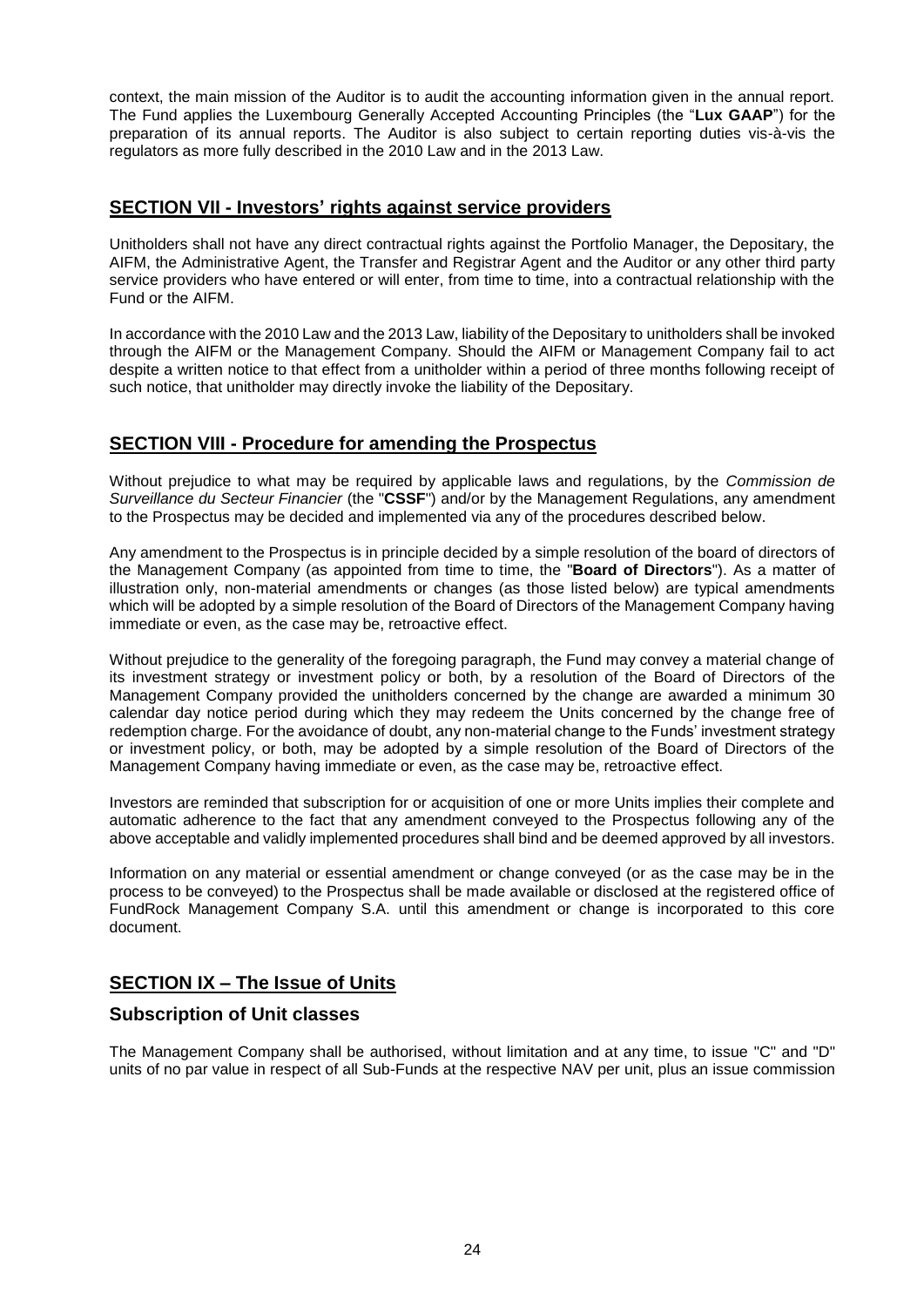context, the main mission of the Auditor is to audit the accounting information given in the annual report. The Fund applies the Luxembourg Generally Accepted Accounting Principles (the "**Lux GAAP**") for the preparation of its annual reports. The Auditor is also subject to certain reporting duties vis-à-vis the regulators as more fully described in the 2010 Law and in the 2013 Law.

## SECTION VII - Investors' rights against service providers

Unitholders shall not have any direct contractual rights against the Portfolio Manager, the Depositary, the AIFM, the Administrative Agent, the Transfer and Registrar Agent and the Auditor or any other third party service providers who have entered or will enter, from time to time, into a contractual relationship with the Fund or the AIFM.

In accordance with the 2010 Law and the 2013 Law, liability of the Depositary to unitholders shall be invoked through the AIFM or the Management Company. Should the AIFM or Management Company fail to act despite a written notice to that effect from a unitholder within a period of three months following receipt of such notice, that unitholder may directly invoke the liability of the Depositary.

## SECTION VIII - Procedure for amending the Prospectus

Without prejudice to what may be required by applicable laws and regulations, by the *Commission de Surveillance du Secteur Financier* (the "**CSSF**") and/or by the Management Regulations, any amendment to the Prospectus may be decided and implemented via any of the procedures described below.

Any amendment to the Prospectus is in principle decided by a simple resolution of the board of directors of the Management Company (as appointed from time to time, the "**Board of Directors**"). As a matter of illustration only, non-material amendments or changes (as those listed below) are typical amendments which will be adopted by a simple resolution of the Board of Directors of the Management Company having immediate or even, as the case may be, retroactive effect.

Without prejudice to the generality of the foregoing paragraph, the Fund may convey a material change of its investment strategy or investment policy or both, by a resolution of the Board of Directors of the Management Company provided the unitholders concerned by the change are awarded a minimum 30 calendar day notice period during which they may redeem the Units concerned by the change free of redemption charge. For the avoidance of doubt, any non-material change to the Funds' investment strategy or investment policy, or both, may be adopted by a simple resolution of the Board of Directors of the Management Company having immediate or even, as the case may be, retroactive effect.

Investors are reminded that subscription for or acquisition of one or more Units implies their complete and automatic adherence to the fact that any amendment conveyed to the Prospectus following any of the above acceptable and validly implemented procedures shall bind and be deemed approved by all investors.

Information on any material or essential amendment or change conveyed (or as the case may be in the process to be conveyed) to the Prospectus shall be made available or disclosed at the registered office of FundRock Management Company S.A. until this amendment or change is incorporated to this core document.

## SECTION IX – The Issue of Units

### Subscription of Unit classes

The Management Company shall be authorised, without limitation and at any time, to issue "C" and "D" units of no par value in respect of all Sub-Funds at the respective NAV per unit, plus an issue commission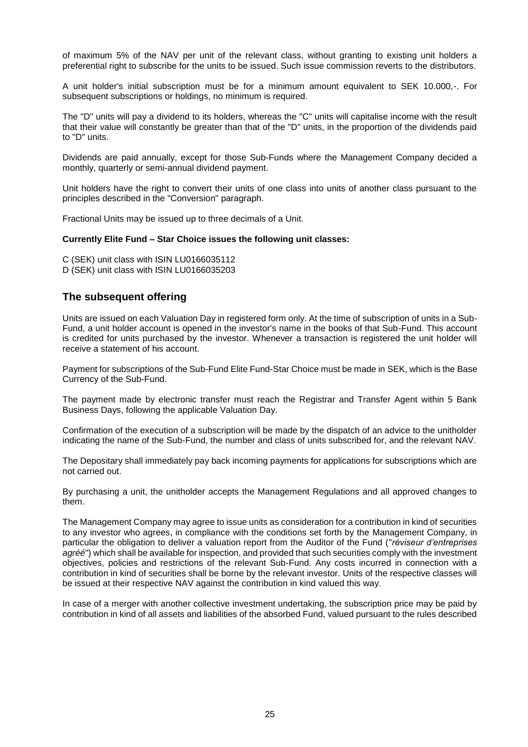of maximum 5% of the NAV per unit of the relevant class, without granting to existing unit holders a preferential right to subscribe for the units to be issued. Such issue commission reverts to the distributors.

A unit holder's initial subscription must be for a minimum amount equivalent to SEK 10.000,-. For subsequent subscriptions or holdings, no minimum is required.

The "D" units will pay a dividend to its holders, whereas the "C" units will capitalise income with the result that their value will constantly be greater than that of the "D" units, in the proportion of the dividends paid to "D" units.

Dividends are paid annually, except for those Sub-Funds where the Management Company decided a monthly, quarterly or semi-annual dividend payment.

Unit holders have the right to convert their units of one class into units of another class pursuant to the principles described in the "Conversion" paragraph.

Fractional Units may be issued up to three decimals of a Unit.

**Currently Elite Fund – Star Choice issues the following unit classes:**

C (SEK) unit class with ISIN LU0166035112
D (SEK) unit class with ISIN LU0166035203

## The subsequent offering

Units are issued on each Valuation Day in registered form only. At the time of subscription of units in a Sub-Fund, a unit holder account is opened in the investor's name in the books of that Sub-Fund. This account is credited for units purchased by the investor. Whenever a transaction is registered the unit holder will receive a statement of his account.

Payment for subscriptions of the Sub-Fund Elite Fund-Star Choice must be made in SEK, which is the Base Currency of the Sub-Fund.

The payment made by electronic transfer must reach the Registrar and Transfer Agent within 5 Bank Business Days, following the applicable Valuation Day.

Confirmation of the execution of a subscription will be made by the dispatch of an advice to the unitholder indicating the name of the Sub-Fund, the number and class of units subscribed for, and the relevant NAV.

The Depositary shall immediately pay back incoming payments for applications for subscriptions which are not carried out.

By purchasing a unit, the unitholder accepts the Management Regulations and all approved changes to them.

The Management Company may agree to issue units as consideration for a contribution in kind of securities to any investor who agrees, in compliance with the conditions set forth by the Management Company, in particular the obligation to deliver a valuation report from the Auditor of the Fund ("*réviseur d'entreprises agréé*") which shall be available for inspection, and provided that such securities comply with the investment objectives, policies and restrictions of the relevant Sub-Fund. Any costs incurred in connection with a contribution in kind of securities shall be borne by the relevant investor. Units of the respective classes will be issued at their respective NAV against the contribution in kind valued this way.

In case of a merger with another collective investment undertaking, the subscription price may be paid by contribution in kind of all assets and liabilities of the absorbed Fund, valued pursuant to the rules described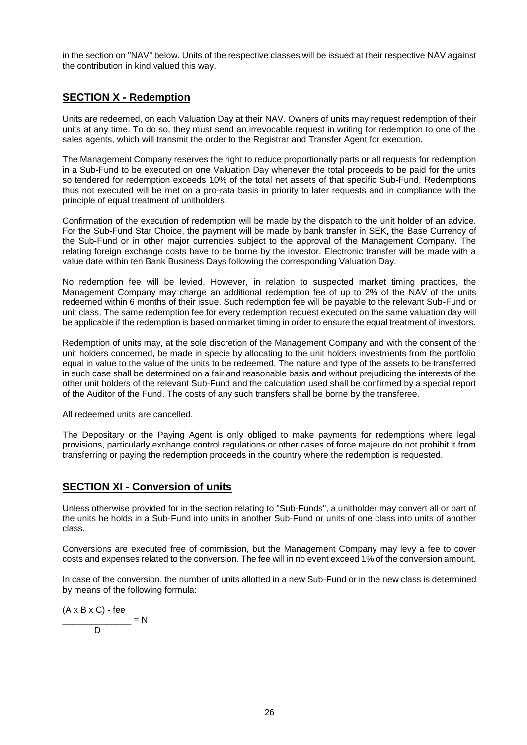in the section on "NAV" below. Units of the respective classes will be issued at their respective NAV against the contribution in kind valued this way.

## SECTION X - Redemption

Units are redeemed, on each Valuation Day at their NAV. Owners of units may request redemption of their units at any time. To do so, they must send an irrevocable request in writing for redemption to one of the sales agents, which will transmit the order to the Registrar and Transfer Agent for execution.

The Management Company reserves the right to reduce proportionally parts or all requests for redemption in a Sub-Fund to be executed on one Valuation Day whenever the total proceeds to be paid for the units so tendered for redemption exceeds 10% of the total net assets of that specific Sub-Fund. Redemptions thus not executed will be met on a pro-rata basis in priority to later requests and in compliance with the principle of equal treatment of unitholders.

Confirmation of the execution of redemption will be made by the dispatch to the unit holder of an advice. For the Sub-Fund Star Choice, the payment will be made by bank transfer in SEK, the Base Currency of the Sub-Fund or in other major currencies subject to the approval of the Management Company. The relating foreign exchange costs have to be borne by the investor. Electronic transfer will be made with a value date within ten Bank Business Days following the corresponding Valuation Day.

No redemption fee will be levied. However, in relation to suspected market timing practices, the Management Company may charge an additional redemption fee of up to 2% of the NAV of the units redeemed within 6 months of their issue. Such redemption fee will be payable to the relevant Sub-Fund or unit class. The same redemption fee for every redemption request executed on the same valuation day will be applicable if the redemption is based on market timing in order to ensure the equal treatment of investors.

Redemption of units may, at the sole discretion of the Management Company and with the consent of the unit holders concerned, be made in specie by allocating to the unit holders investments from the portfolio equal in value to the value of the units to be redeemed. The nature and type of the assets to be transferred in such case shall be determined on a fair and reasonable basis and without prejudicing the interests of the other unit holders of the relevant Sub-Fund and the calculation used shall be confirmed by a special report of the Auditor of the Fund. The costs of any such transfers shall be borne by the transferee.

All redeemed units are cancelled.

The Depositary or the Paying Agent is only obliged to make payments for redemptions where legal provisions, particularly exchange control regulations or other cases of force majeure do not prohibit it from transferring or paying the redemption proceeds in the country where the redemption is requested.

## SECTION XI - Conversion of units

Unless otherwise provided for in the section relating to "Sub-Funds", a unitholder may convert all or part of the units he holds in a Sub-Fund into units in another Sub-Fund or units of one class into units of another class.

Conversions are executed free of commission, but the Management Company may levy a fee to cover costs and expenses related to the conversion. The fee will in no event exceed 1% of the conversion amount.

In case of the conversion, the number of units allotted in a new Sub-Fund or in the new class is determined by means of the following formula:

$$\frac{(A \times B \times C) - \text{fee}}{D} = N$$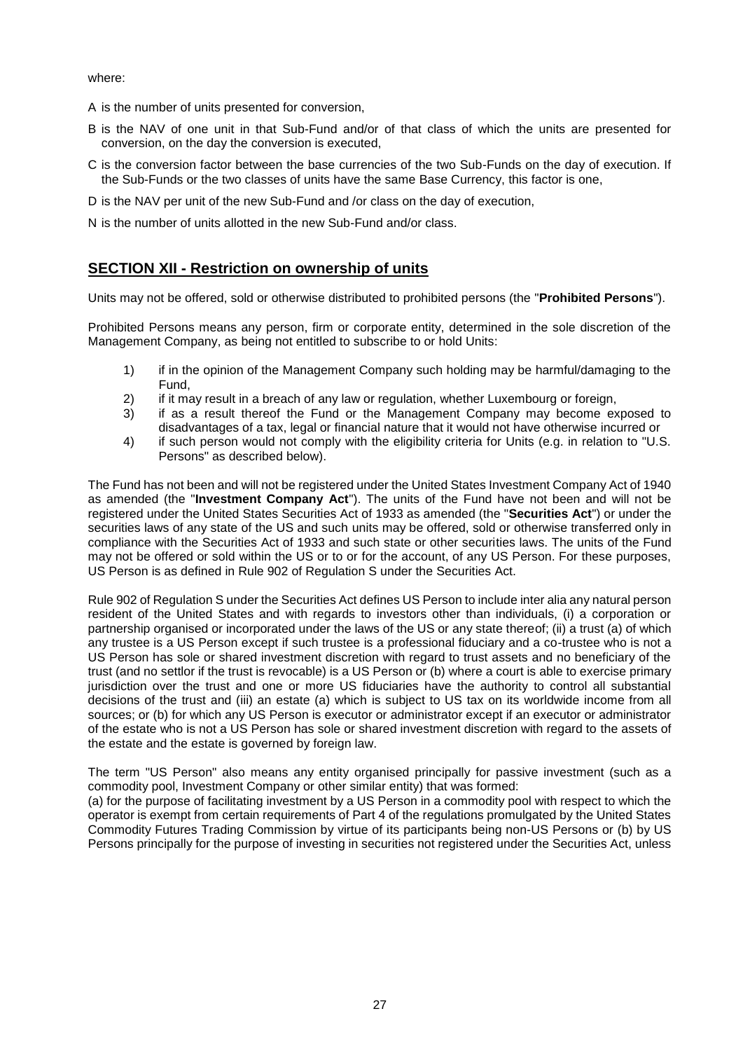where:

A is the number of units presented for conversion,

B is the NAV of one unit in that Sub-Fund and/or of that class of which the units are presented for conversion, on the day the conversion is executed,

C is the conversion factor between the base currencies of the two Sub-Funds on the day of execution. If the Sub-Funds or the two classes of units have the same Base Currency, this factor is one,

D is the NAV per unit of the new Sub-Fund and /or class on the day of execution,

N is the number of units allotted in the new Sub-Fund and/or class.

## SECTION XII - Restriction on ownership of units

Units may not be offered, sold or otherwise distributed to prohibited persons (the "**Prohibited Persons**").

Prohibited Persons means any person, firm or corporate entity, determined in the sole discretion of the Management Company, as being not entitled to subscribe to or hold Units:

1) if in the opinion of the Management Company such holding may be harmful/damaging to the Fund,
2) if it may result in a breach of any law or regulation, whether Luxembourg or foreign,
3) if as a result thereof the Fund or the Management Company may become exposed to disadvantages of a tax, legal or financial nature that it would not have otherwise incurred or
4) if such person would not comply with the eligibility criteria for Units (e.g. in relation to "U.S. Persons" as described below).

The Fund has not been and will not be registered under the United States Investment Company Act of 1940 as amended (the "**Investment Company Act**"). The units of the Fund have not been and will not be registered under the United States Securities Act of 1933 as amended (the "**Securities Act**") or under the securities laws of any state of the US and such units may be offered, sold or otherwise transferred only in compliance with the Securities Act of 1933 and such state or other securities laws. The units of the Fund may not be offered or sold within the US or to or for the account, of any US Person. For these purposes, US Person is as defined in Rule 902 of Regulation S under the Securities Act.

Rule 902 of Regulation S under the Securities Act defines US Person to include inter alia any natural person resident of the United States and with regards to investors other than individuals, (i) a corporation or partnership organised or incorporated under the laws of the US or any state thereof; (ii) a trust (a) of which any trustee is a US Person except if such trustee is a professional fiduciary and a co-trustee who is not a US Person has sole or shared investment discretion with regard to trust assets and no beneficiary of the trust (and no settlor if the trust is revocable) is a US Person or (b) where a court is able to exercise primary jurisdiction over the trust and one or more US fiduciaries have the authority to control all substantial decisions of the trust and (iii) an estate (a) which is subject to US tax on its worldwide income from all sources; or (b) for which any US Person is executor or administrator except if an executor or administrator of the estate who is not a US Person has sole or shared investment discretion with regard to the assets of the estate and the estate is governed by foreign law.

The term "US Person" also means any entity organised principally for passive investment (such as a commodity pool, Investment Company or other similar entity) that was formed:
(a) for the purpose of facilitating investment by a US Person in a commodity pool with respect to which the operator is exempt from certain requirements of Part 4 of the regulations promulgated by the United States Commodity Futures Trading Commission by virtue of its participants being non-US Persons or (b) by US Persons principally for the purpose of investing in securities not registered under the Securities Act, unless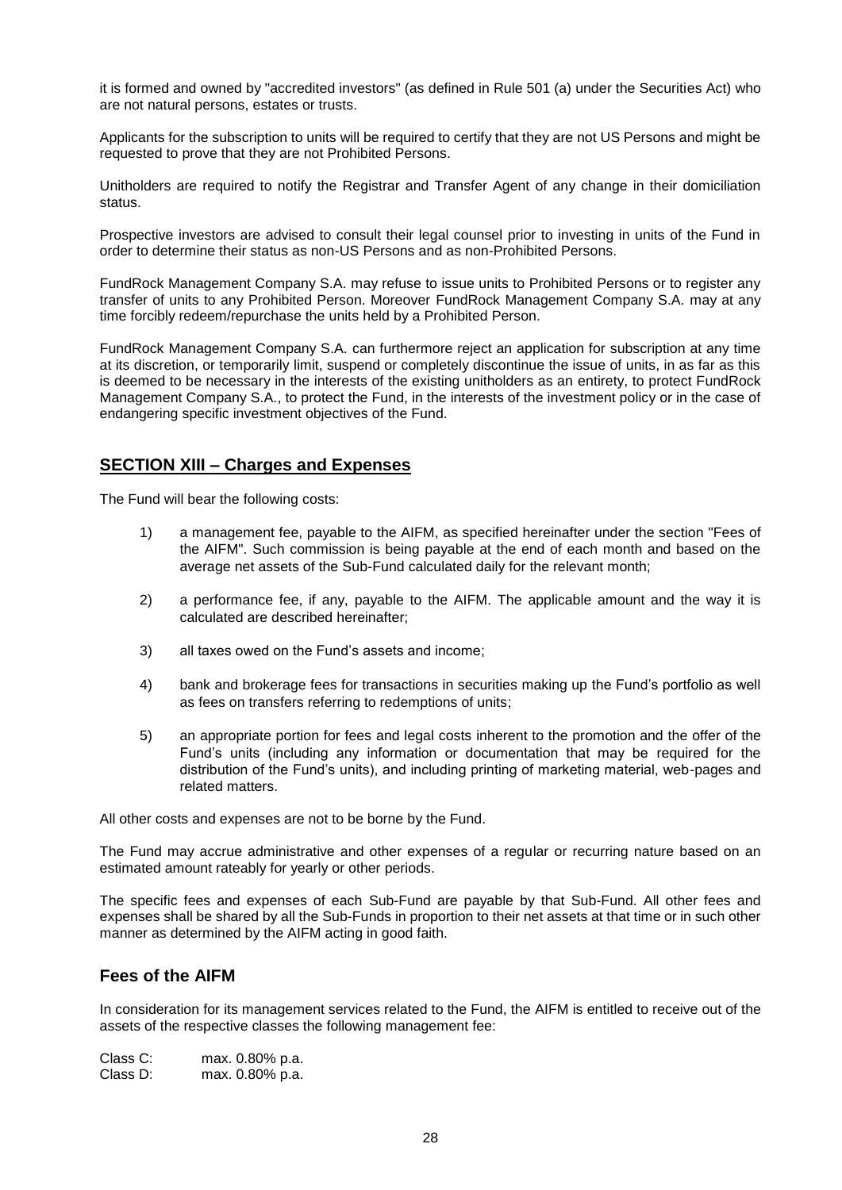it is formed and owned by "accredited investors" (as defined in Rule 501 (a) under the Securities Act) who are not natural persons, estates or trusts.

Applicants for the subscription to units will be required to certify that they are not US Persons and might be requested to prove that they are not Prohibited Persons.

Unitholders are required to notify the Registrar and Transfer Agent of any change in their domiciliation status.

Prospective investors are advised to consult their legal counsel prior to investing in units of the Fund in order to determine their status as non-US Persons and as non-Prohibited Persons.

FundRock Management Company S.A. may refuse to issue units to Prohibited Persons or to register any transfer of units to any Prohibited Person. Moreover FundRock Management Company S.A. may at any time forcibly redeem/repurchase the units held by a Prohibited Person.

FundRock Management Company S.A. can furthermore reject an application for subscription at any time at its discretion, or temporarily limit, suspend or completely discontinue the issue of units, in as far as this is deemed to be necessary in the interests of the existing unitholders as an entirety, to protect FundRock Management Company S.A., to protect the Fund, in the interests of the investment policy or in the case of endangering specific investment objectives of the Fund.

## SECTION XIII – Charges and Expenses

The Fund will bear the following costs:

1) a management fee, payable to the AIFM, as specified hereinafter under the section "Fees of the AIFM". Such commission is being payable at the end of each month and based on the average net assets of the Sub-Fund calculated daily for the relevant month;
2) a performance fee, if any, payable to the AIFM. The applicable amount and the way it is calculated are described hereinafter;
3) all taxes owed on the Fund's assets and income;
4) bank and brokerage fees for transactions in securities making up the Fund's portfolio as well as fees on transfers referring to redemptions of units;
5) an appropriate portion for fees and legal costs inherent to the promotion and the offer of the Fund's units (including any information or documentation that may be required for the distribution of the Fund's units), and including printing of marketing material, web-pages and related matters.

All other costs and expenses are not to be borne by the Fund.

The Fund may accrue administrative and other expenses of a regular or recurring nature based on an estimated amount rateably for yearly or other periods.

The specific fees and expenses of each Sub-Fund are payable by that Sub-Fund. All other fees and expenses shall be shared by all the Sub-Funds in proportion to their net assets at that time or in such other manner as determined by the AIFM acting in good faith.

### Fees of the AIFM

In consideration for its management services related to the Fund, the AIFM is entitled to receive out of the assets of the respective classes the following management fee:

Class C: max. 0.80% p.a.
Class D: max. 0.80% p.a.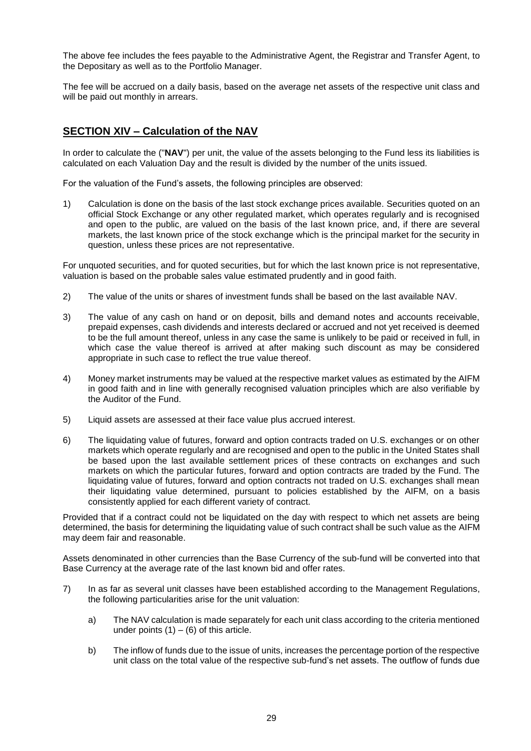The above fee includes the fees payable to the Administrative Agent, the Registrar and Transfer Agent, to the Depositary as well as to the Portfolio Manager.

The fee will be accrued on a daily basis, based on the average net assets of the respective unit class and will be paid out monthly in arrears.

## SECTION XIV – Calculation of the NAV

In order to calculate the ("**NAV**") per unit, the value of the assets belonging to the Fund less its liabilities is calculated on each Valuation Day and the result is divided by the number of the units issued.

For the valuation of the Fund's assets, the following principles are observed:

1) Calculation is done on the basis of the last stock exchange prices available. Securities quoted on an official Stock Exchange or any other regulated market, which operates regularly and is recognised and open to the public, are valued on the basis of the last known price, and, if there are several markets, the last known price of the stock exchange which is the principal market for the security in question, unless these prices are not representative.

For unquoted securities, and for quoted securities, but for which the last known price is not representative, valuation is based on the probable sales value estimated prudently and in good faith.

2) The value of the units or shares of investment funds shall be based on the last available NAV.

3) The value of any cash on hand or on deposit, bills and demand notes and accounts receivable, prepaid expenses, cash dividends and interests declared or accrued and not yet received is deemed to be the full amount thereof, unless in any case the same is unlikely to be paid or received in full, in which case the value thereof is arrived at after making such discount as may be considered appropriate in such case to reflect the true value thereof.

4) Money market instruments may be valued at the respective market values as estimated by the AIFM in good faith and in line with generally recognised valuation principles which are also verifiable by the Auditor of the Fund.

5) Liquid assets are assessed at their face value plus accrued interest.

6) The liquidating value of futures, forward and option contracts traded on U.S. exchanges or on other markets which operate regularly and are recognised and open to the public in the United States shall be based upon the last available settlement prices of these contracts on exchanges and such markets on which the particular futures, forward and option contracts are traded by the Fund. The liquidating value of futures, forward and option contracts not traded on U.S. exchanges shall mean their liquidating value determined, pursuant to policies established by the AIFM, on a basis consistently applied for each different variety of contract.

Provided that if a contract could not be liquidated on the day with respect to which net assets are being determined, the basis for determining the liquidating value of such contract shall be such value as the AIFM may deem fair and reasonable.

Assets denominated in other currencies than the Base Currency of the sub-fund will be converted into that Base Currency at the average rate of the last known bid and offer rates.

7) In as far as several unit classes have been established according to the Management Regulations, the following particularities arise for the unit valuation:

   a) The NAV calculation is made separately for each unit class according to the criteria mentioned under points (1) – (6) of this article.

   b) The inflow of funds due to the issue of units, increases the percentage portion of the respective unit class on the total value of the respective sub-fund's net assets. The outflow of funds due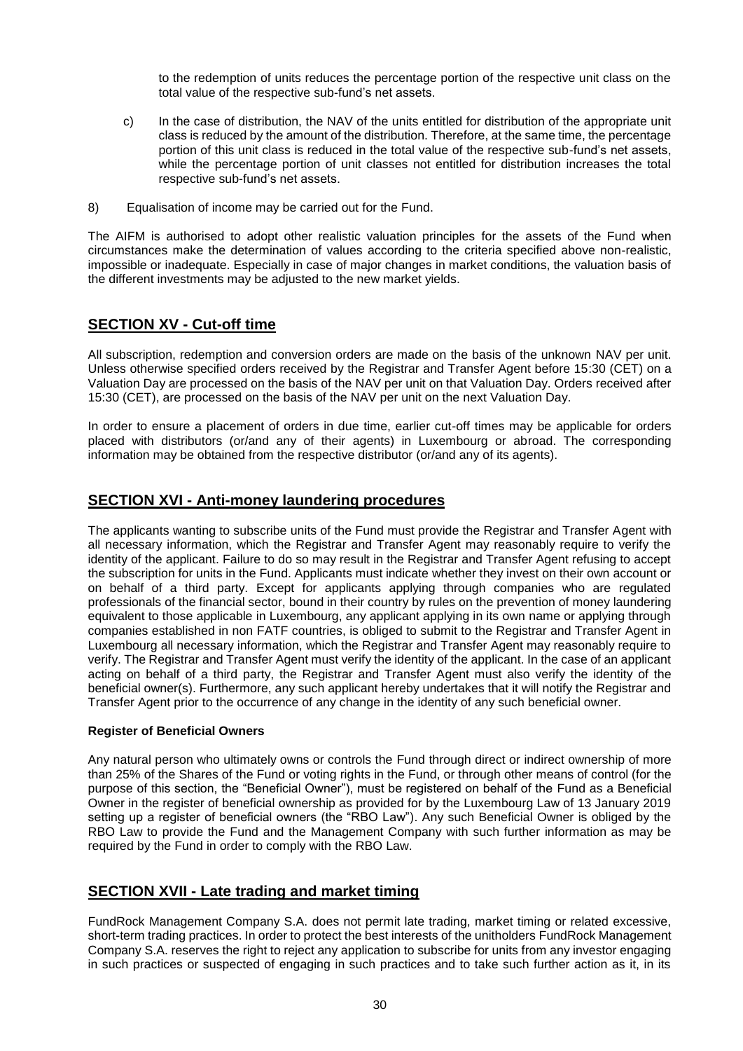to the redemption of units reduces the percentage portion of the respective unit class on the total value of the respective sub-fund's net assets.

c) In the case of distribution, the NAV of the units entitled for distribution of the appropriate unit class is reduced by the amount of the distribution. Therefore, at the same time, the percentage portion of this unit class is reduced in the total value of the respective sub-fund's net assets, while the percentage portion of unit classes not entitled for distribution increases the total respective sub-fund's net assets.

8) Equalisation of income may be carried out for the Fund.

The AIFM is authorised to adopt other realistic valuation principles for the assets of the Fund when circumstances make the determination of values according to the criteria specified above non-realistic, impossible or inadequate. Especially in case of major changes in market conditions, the valuation basis of the different investments may be adjusted to the new market yields.

## SECTION XV - Cut-off time

All subscription, redemption and conversion orders are made on the basis of the unknown NAV per unit. Unless otherwise specified orders received by the Registrar and Transfer Agent before 15:30 (CET) on a Valuation Day are processed on the basis of the NAV per unit on that Valuation Day. Orders received after 15:30 (CET), are processed on the basis of the NAV per unit on the next Valuation Day.

In order to ensure a placement of orders in due time, earlier cut-off times may be applicable for orders placed with distributors (or/and any of their agents) in Luxembourg or abroad. The corresponding information may be obtained from the respective distributor (or/and any of its agents).

## SECTION XVI - Anti-money laundering procedures

The applicants wanting to subscribe units of the Fund must provide the Registrar and Transfer Agent with all necessary information, which the Registrar and Transfer Agent may reasonably require to verify the identity of the applicant. Failure to do so may result in the Registrar and Transfer Agent refusing to accept the subscription for units in the Fund. Applicants must indicate whether they invest on their own account or on behalf of a third party. Except for applicants applying through companies who are regulated professionals of the financial sector, bound in their country by rules on the prevention of money laundering equivalent to those applicable in Luxembourg, any applicant applying in its own name or applying through companies established in non FATF countries, is obliged to submit to the Registrar and Transfer Agent in Luxembourg all necessary information, which the Registrar and Transfer Agent may reasonably require to verify. The Registrar and Transfer Agent must verify the identity of the applicant. In the case of an applicant acting on behalf of a third party, the Registrar and Transfer Agent must also verify the identity of the beneficial owner(s). Furthermore, any such applicant hereby undertakes that it will notify the Registrar and Transfer Agent prior to the occurrence of any change in the identity of any such beneficial owner.

**Register of Beneficial Owners**

Any natural person who ultimately owns or controls the Fund through direct or indirect ownership of more than 25% of the Shares of the Fund or voting rights in the Fund, or through other means of control (for the purpose of this section, the "Beneficial Owner"), must be registered on behalf of the Fund as a Beneficial Owner in the register of beneficial ownership as provided for by the Luxembourg Law of 13 January 2019 setting up a register of beneficial owners (the "RBO Law"). Any such Beneficial Owner is obliged by the RBO Law to provide the Fund and the Management Company with such further information as may be required by the Fund in order to comply with the RBO Law.

## SECTION XVII - Late trading and market timing

FundRock Management Company S.A. does not permit late trading, market timing or related excessive, short-term trading practices. In order to protect the best interests of the unitholders FundRock Management Company S.A. reserves the right to reject any application to subscribe for units from any investor engaging in such practices or suspected of engaging in such practices and to take such further action as it, in its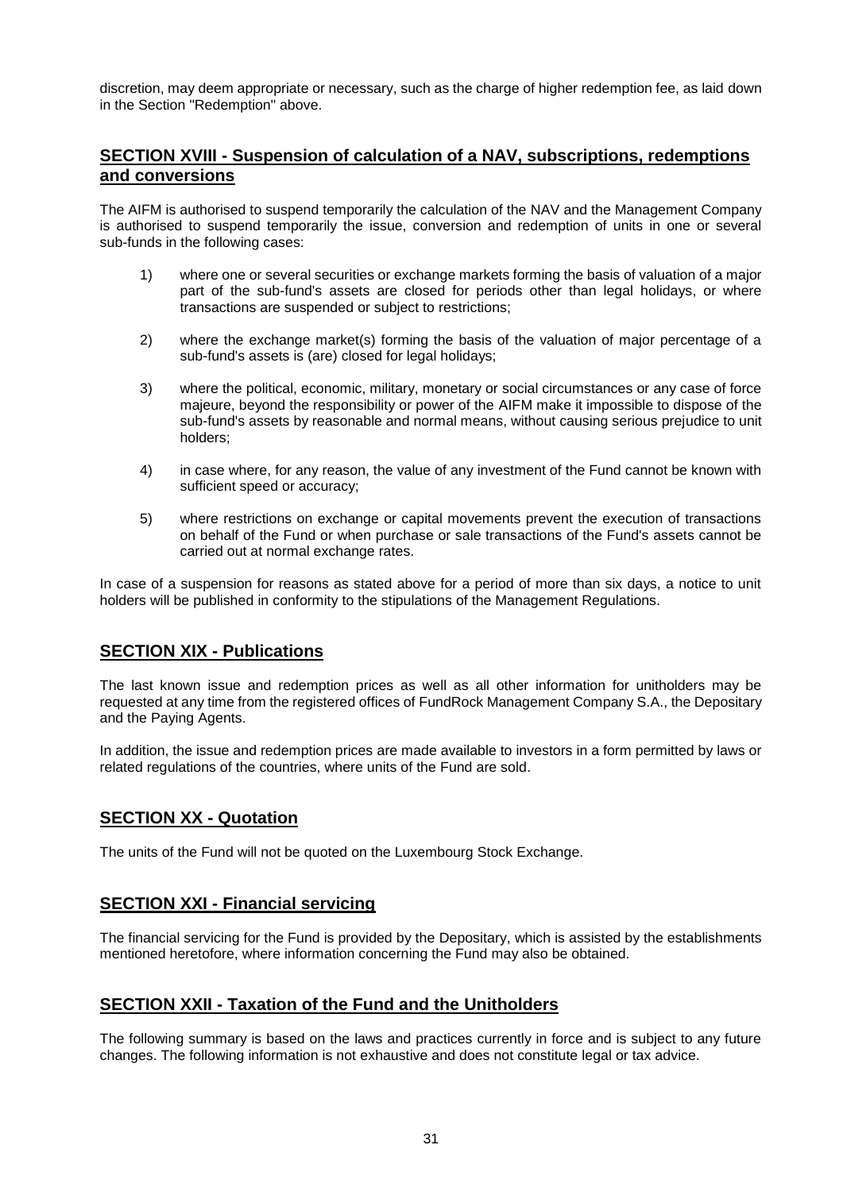discretion, may deem appropriate or necessary, such as the charge of higher redemption fee, as laid down in the Section "Redemption" above.

## SECTION XVIII - Suspension of calculation of a NAV, subscriptions, redemptions and conversions

The AIFM is authorised to suspend temporarily the calculation of the NAV and the Management Company is authorised to suspend temporarily the issue, conversion and redemption of units in one or several sub-funds in the following cases:

1) where one or several securities or exchange markets forming the basis of valuation of a major part of the sub-fund's assets are closed for periods other than legal holidays, or where transactions are suspended or subject to restrictions;

2) where the exchange market(s) forming the basis of the valuation of major percentage of a sub-fund's assets is (are) closed for legal holidays;

3) where the political, economic, military, monetary or social circumstances or any case of force majeure, beyond the responsibility or power of the AIFM make it impossible to dispose of the sub-fund's assets by reasonable and normal means, without causing serious prejudice to unit holders;

4) in case where, for any reason, the value of any investment of the Fund cannot be known with sufficient speed or accuracy;

5) where restrictions on exchange or capital movements prevent the execution of transactions on behalf of the Fund or when purchase or sale transactions of the Fund's assets cannot be carried out at normal exchange rates.

In case of a suspension for reasons as stated above for a period of more than six days, a notice to unit holders will be published in conformity to the stipulations of the Management Regulations.

## SECTION XIX - Publications

The last known issue and redemption prices as well as all other information for unitholders may be requested at any time from the registered offices of FundRock Management Company S.A., the Depositary and the Paying Agents.

In addition, the issue and redemption prices are made available to investors in a form permitted by laws or related regulations of the countries, where units of the Fund are sold.

## SECTION XX - Quotation

The units of the Fund will not be quoted on the Luxembourg Stock Exchange.

## SECTION XXI - Financial servicing

The financial servicing for the Fund is provided by the Depositary, which is assisted by the establishments mentioned heretofore, where information concerning the Fund may also be obtained.

## SECTION XXII - Taxation of the Fund and the Unitholders

The following summary is based on the laws and practices currently in force and is subject to any future changes. The following information is not exhaustive and does not constitute legal or tax advice.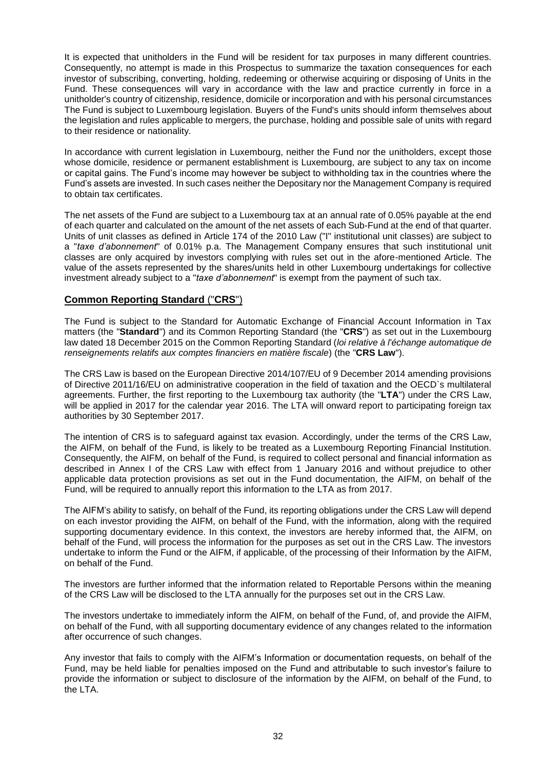It is expected that unitholders in the Fund will be resident for tax purposes in many different countries. Consequently, no attempt is made in this Prospectus to summarize the taxation consequences for each investor of subscribing, converting, holding, redeeming or otherwise acquiring or disposing of Units in the Fund. These consequences will vary in accordance with the law and practice currently in force in a unitholder's country of citizenship, residence, domicile or incorporation and with his personal circumstances The Fund is subject to Luxembourg legislation. Buyers of the Fund's units should inform themselves about the legislation and rules applicable to mergers, the purchase, holding and possible sale of units with regard to their residence or nationality.

In accordance with current legislation in Luxembourg, neither the Fund nor the unitholders, except those whose domicile, residence or permanent establishment is Luxembourg, are subject to any tax on income or capital gains. The Fund's income may however be subject to withholding tax in the countries where the Fund's assets are invested. In such cases neither the Depositary nor the Management Company is required to obtain tax certificates.

The net assets of the Fund are subject to a Luxembourg tax at an annual rate of 0.05% payable at the end of each quarter and calculated on the amount of the net assets of each Sub-Fund at the end of that quarter. Units of unit classes as defined in Article 174 of the 2010 Law ("I" institutional unit classes) are subject to a "*taxe d'abonnement*" of 0.01% p.a. The Management Company ensures that such institutional unit classes are only acquired by investors complying with rules set out in the afore-mentioned Article. The value of the assets represented by the shares/units held in other Luxembourg undertakings for collective investment already subject to a "*taxe d'abonnement*" is exempt from the payment of such tax.

## Common Reporting Standard ("CRS")

The Fund is subject to the Standard for Automatic Exchange of Financial Account Information in Tax matters (the "**Standard**") and its Common Reporting Standard (the "**CRS**") as set out in the Luxembourg law dated 18 December 2015 on the Common Reporting Standard (*loi relative à l'échange automatique de renseignements relatifs aux comptes financiers en matière fiscale*) (the "**CRS Law**").

The CRS Law is based on the European Directive 2014/107/EU of 9 December 2014 amending provisions of Directive 2011/16/EU on administrative cooperation in the field of taxation and the OECD`s multilateral agreements. Further, the first reporting to the Luxembourg tax authority (the "**LTA**") under the CRS Law, will be applied in 2017 for the calendar year 2016. The LTA will onward report to participating foreign tax authorities by 30 September 2017.

The intention of CRS is to safeguard against tax evasion. Accordingly, under the terms of the CRS Law, the AIFM, on behalf of the Fund, is likely to be treated as a Luxembourg Reporting Financial Institution. Consequently, the AIFM, on behalf of the Fund, is required to collect personal and financial information as described in Annex I of the CRS Law with effect from 1 January 2016 and without prejudice to other applicable data protection provisions as set out in the Fund documentation, the AIFM, on behalf of the Fund, will be required to annually report this information to the LTA as from 2017.

The AIFM's ability to satisfy, on behalf of the Fund, its reporting obligations under the CRS Law will depend on each investor providing the AIFM, on behalf of the Fund, with the information, along with the required supporting documentary evidence. In this context, the investors are hereby informed that, the AIFM, on behalf of the Fund, will process the information for the purposes as set out in the CRS Law. The investors undertake to inform the Fund or the AIFM, if applicable, of the processing of their Information by the AIFM, on behalf of the Fund.

The investors are further informed that the information related to Reportable Persons within the meaning of the CRS Law will be disclosed to the LTA annually for the purposes set out in the CRS Law.

The investors undertake to immediately inform the AIFM, on behalf of the Fund, of, and provide the AIFM, on behalf of the Fund, with all supporting documentary evidence of any changes related to the information after occurrence of such changes.

Any investor that fails to comply with the AIFM's Information or documentation requests, on behalf of the Fund, may be held liable for penalties imposed on the Fund and attributable to such investor's failure to provide the information or subject to disclosure of the information by the AIFM, on behalf of the Fund, to the LTA.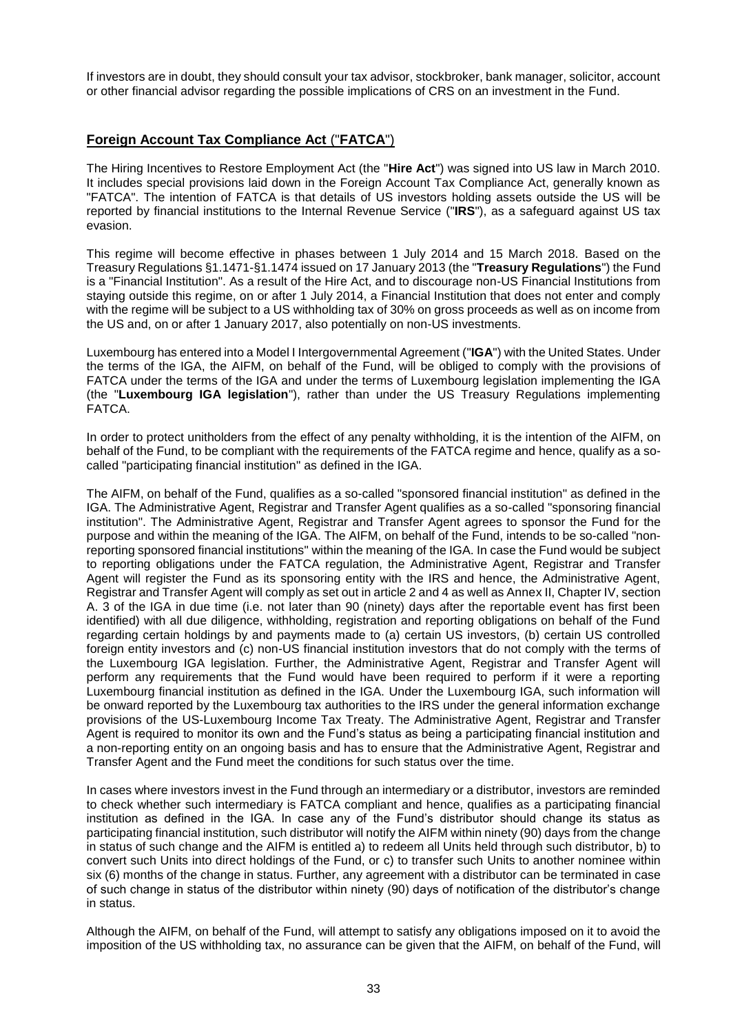If investors are in doubt, they should consult your tax advisor, stockbroker, bank manager, solicitor, account or other financial advisor regarding the possible implications of CRS on an investment in the Fund.

## Foreign Account Tax Compliance Act ("FATCA")

The Hiring Incentives to Restore Employment Act (the "**Hire Act**") was signed into US law in March 2010. It includes special provisions laid down in the Foreign Account Tax Compliance Act, generally known as "FATCA". The intention of FATCA is that details of US investors holding assets outside the US will be reported by financial institutions to the Internal Revenue Service ("**IRS**"), as a safeguard against US tax evasion.

This regime will become effective in phases between 1 July 2014 and 15 March 2018. Based on the Treasury Regulations §1.1471-§1.1474 issued on 17 January 2013 (the "**Treasury Regulations**") the Fund is a "Financial Institution". As a result of the Hire Act, and to discourage non-US Financial Institutions from staying outside this regime, on or after 1 July 2014, a Financial Institution that does not enter and comply with the regime will be subject to a US withholding tax of 30% on gross proceeds as well as on income from the US and, on or after 1 January 2017, also potentially on non-US investments.

Luxembourg has entered into a Model I Intergovernmental Agreement ("**IGA**") with the United States. Under the terms of the IGA, the AIFM, on behalf of the Fund, will be obliged to comply with the provisions of FATCA under the terms of the IGA and under the terms of Luxembourg legislation implementing the IGA (the "**Luxembourg IGA legislation**"), rather than under the US Treasury Regulations implementing FATCA.

In order to protect unitholders from the effect of any penalty withholding, it is the intention of the AIFM, on behalf of the Fund, to be compliant with the requirements of the FATCA regime and hence, qualify as a so-called "participating financial institution" as defined in the IGA.

The AIFM, on behalf of the Fund, qualifies as a so-called "sponsored financial institution" as defined in the IGA. The Administrative Agent, Registrar and Transfer Agent qualifies as a so-called "sponsoring financial institution". The Administrative Agent, Registrar and Transfer Agent agrees to sponsor the Fund for the purpose and within the meaning of the IGA. The AIFM, on behalf of the Fund, intends to be so-called "non-reporting sponsored financial institutions" within the meaning of the IGA. In case the Fund would be subject to reporting obligations under the FATCA regulation, the Administrative Agent, Registrar and Transfer Agent will register the Fund as its sponsoring entity with the IRS and hence, the Administrative Agent, Registrar and Transfer Agent will comply as set out in article 2 and 4 as well as Annex II, Chapter IV, section A. 3 of the IGA in due time (i.e. not later than 90 (ninety) days after the reportable event has first been identified) with all due diligence, withholding, registration and reporting obligations on behalf of the Fund regarding certain holdings by and payments made to (a) certain US investors, (b) certain US controlled foreign entity investors and (c) non-US financial institution investors that do not comply with the terms of the Luxembourg IGA legislation. Further, the Administrative Agent, Registrar and Transfer Agent will perform any requirements that the Fund would have been required to perform if it were a reporting Luxembourg financial institution as defined in the IGA. Under the Luxembourg IGA, such information will be onward reported by the Luxembourg tax authorities to the IRS under the general information exchange provisions of the US-Luxembourg Income Tax Treaty. The Administrative Agent, Registrar and Transfer Agent is required to monitor its own and the Fund's status as being a participating financial institution and a non-reporting entity on an ongoing basis and has to ensure that the Administrative Agent, Registrar and Transfer Agent and the Fund meet the conditions for such status over the time.

In cases where investors invest in the Fund through an intermediary or a distributor, investors are reminded to check whether such intermediary is FATCA compliant and hence, qualifies as a participating financial institution as defined in the IGA. In case any of the Fund's distributor should change its status as participating financial institution, such distributor will notify the AIFM within ninety (90) days from the change in status of such change and the AIFM is entitled a) to redeem all Units held through such distributor, b) to convert such Units into direct holdings of the Fund, or c) to transfer such Units to another nominee within six (6) months of the change in status. Further, any agreement with a distributor can be terminated in case of such change in status of the distributor within ninety (90) days of notification of the distributor's change in status.

Although the AIFM, on behalf of the Fund, will attempt to satisfy any obligations imposed on it to avoid the imposition of the US withholding tax, no assurance can be given that the AIFM, on behalf of the Fund, will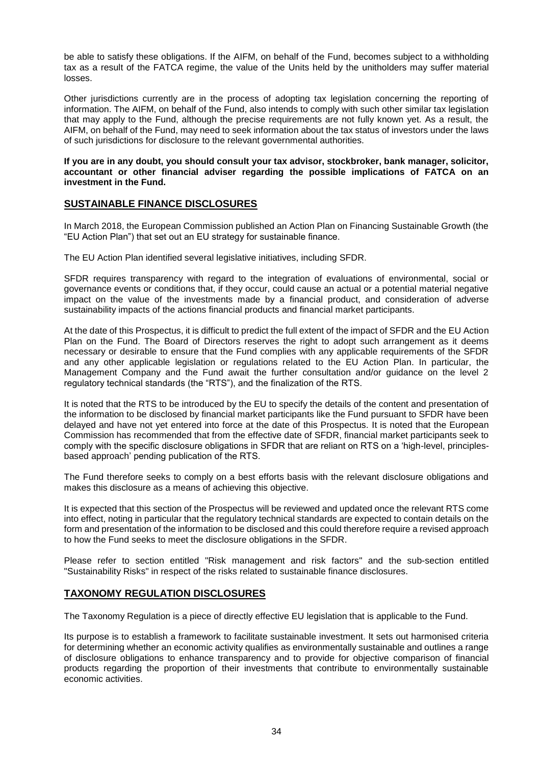be able to satisfy these obligations. If the AIFM, on behalf of the Fund, becomes subject to a withholding tax as a result of the FATCA regime, the value of the Units held by the unitholders may suffer material losses.

Other jurisdictions currently are in the process of adopting tax legislation concerning the reporting of information. The AIFM, on behalf of the Fund, also intends to comply with such other similar tax legislation that may apply to the Fund, although the precise requirements are not fully known yet. As a result, the AIFM, on behalf of the Fund, may need to seek information about the tax status of investors under the laws of such jurisdictions for disclosure to the relevant governmental authorities.

**If you are in any doubt, you should consult your tax advisor, stockbroker, bank manager, solicitor, accountant or other financial adviser regarding the possible implications of FATCA on an investment in the Fund.**

## SUSTAINABLE FINANCE DISCLOSURES

In March 2018, the European Commission published an Action Plan on Financing Sustainable Growth (the "EU Action Plan") that set out an EU strategy for sustainable finance.

The EU Action Plan identified several legislative initiatives, including SFDR.

SFDR requires transparency with regard to the integration of evaluations of environmental, social or governance events or conditions that, if they occur, could cause an actual or a potential material negative impact on the value of the investments made by a financial product, and consideration of adverse sustainability impacts of the actions financial products and financial market participants.

At the date of this Prospectus, it is difficult to predict the full extent of the impact of SFDR and the EU Action Plan on the Fund. The Board of Directors reserves the right to adopt such arrangement as it deems necessary or desirable to ensure that the Fund complies with any applicable requirements of the SFDR and any other applicable legislation or regulations related to the EU Action Plan. In particular, the Management Company and the Fund await the further consultation and/or guidance on the level 2 regulatory technical standards (the "RTS"), and the finalization of the RTS.

It is noted that the RTS to be introduced by the EU to specify the details of the content and presentation of the information to be disclosed by financial market participants like the Fund pursuant to SFDR have been delayed and have not yet entered into force at the date of this Prospectus. It is noted that the European Commission has recommended that from the effective date of SFDR, financial market participants seek to comply with the specific disclosure obligations in SFDR that are reliant on RTS on a 'high-level, principles-based approach' pending publication of the RTS.

The Fund therefore seeks to comply on a best efforts basis with the relevant disclosure obligations and makes this disclosure as a means of achieving this objective.

It is expected that this section of the Prospectus will be reviewed and updated once the relevant RTS come into effect, noting in particular that the regulatory technical standards are expected to contain details on the form and presentation of the information to be disclosed and this could therefore require a revised approach to how the Fund seeks to meet the disclosure obligations in the SFDR.

Please refer to section entitled "Risk management and risk factors" and the sub-section entitled "Sustainability Risks" in respect of the risks related to sustainable finance disclosures.

## TAXONOMY REGULATION DISCLOSURES

The Taxonomy Regulation is a piece of directly effective EU legislation that is applicable to the Fund.

Its purpose is to establish a framework to facilitate sustainable investment. It sets out harmonised criteria for determining whether an economic activity qualifies as environmentally sustainable and outlines a range of disclosure obligations to enhance transparency and to provide for objective comparison of financial products regarding the proportion of their investments that contribute to environmentally sustainable economic activities.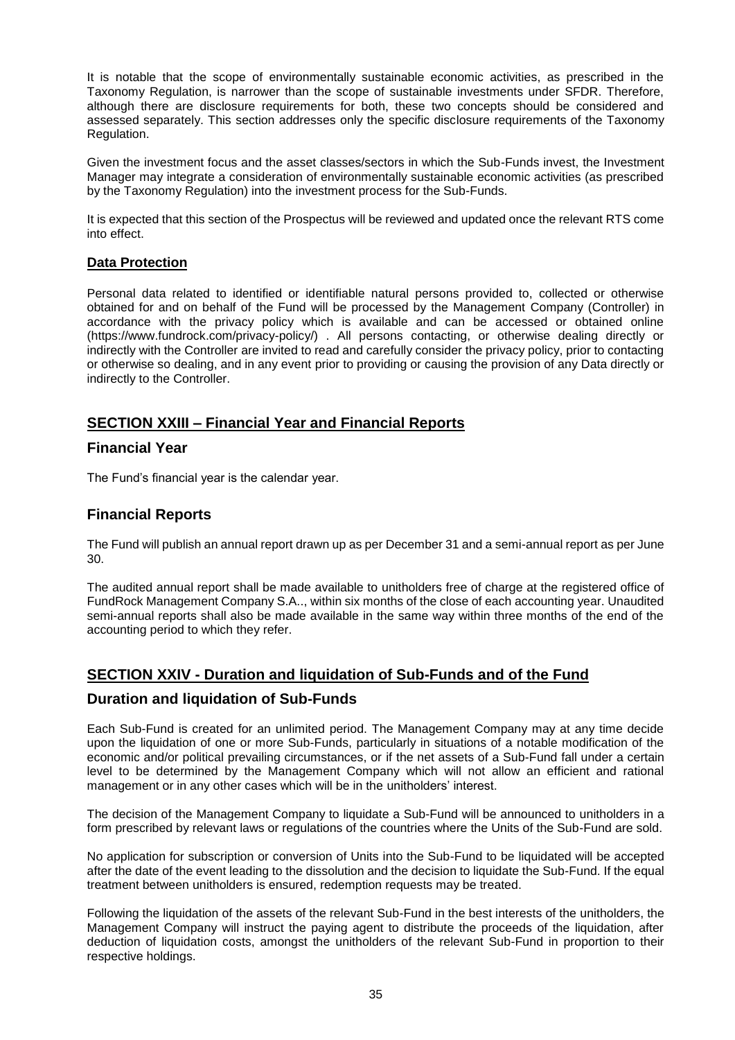It is notable that the scope of environmentally sustainable economic activities, as prescribed in the Taxonomy Regulation, is narrower than the scope of sustainable investments under SFDR. Therefore, although there are disclosure requirements for both, these two concepts should be considered and assessed separately. This section addresses only the specific disclosure requirements of the Taxonomy Regulation.

Given the investment focus and the asset classes/sectors in which the Sub-Funds invest, the Investment Manager may integrate a consideration of environmentally sustainable economic activities (as prescribed by the Taxonomy Regulation) into the investment process for the Sub-Funds.

It is expected that this section of the Prospectus will be reviewed and updated once the relevant RTS come into effect.

### Data Protection

Personal data related to identified or identifiable natural persons provided to, collected or otherwise obtained for and on behalf of the Fund will be processed by the Management Company (Controller) in accordance with the privacy policy which is available and can be accessed or obtained online (https://www.fundrock.com/privacy-policy/) . All persons contacting, or otherwise dealing directly or indirectly with the Controller are invited to read and carefully consider the privacy policy, prior to contacting or otherwise so dealing, and in any event prior to providing or causing the provision of any Data directly or indirectly to the Controller.

## SECTION XXIII – Financial Year and Financial Reports

### Financial Year

The Fund's financial year is the calendar year.

### Financial Reports

The Fund will publish an annual report drawn up as per December 31 and a semi-annual report as per June 30.

The audited annual report shall be made available to unitholders free of charge at the registered office of FundRock Management Company S.A.., within six months of the close of each accounting year. Unaudited semi-annual reports shall also be made available in the same way within three months of the end of the accounting period to which they refer.

## SECTION XXIV - Duration and liquidation of Sub-Funds and of the Fund

### Duration and liquidation of Sub-Funds

Each Sub-Fund is created for an unlimited period. The Management Company may at any time decide upon the liquidation of one or more Sub-Funds, particularly in situations of a notable modification of the economic and/or political prevailing circumstances, or if the net assets of a Sub-Fund fall under a certain level to be determined by the Management Company which will not allow an efficient and rational management or in any other cases which will be in the unitholders' interest.

The decision of the Management Company to liquidate a Sub-Fund will be announced to unitholders in a form prescribed by relevant laws or regulations of the countries where the Units of the Sub-Fund are sold.

No application for subscription or conversion of Units into the Sub-Fund to be liquidated will be accepted after the date of the event leading to the dissolution and the decision to liquidate the Sub-Fund. If the equal treatment between unitholders is ensured, redemption requests may be treated.

Following the liquidation of the assets of the relevant Sub-Fund in the best interests of the unitholders, the Management Company will instruct the paying agent to distribute the proceeds of the liquidation, after deduction of liquidation costs, amongst the unitholders of the relevant Sub-Fund in proportion to their respective holdings.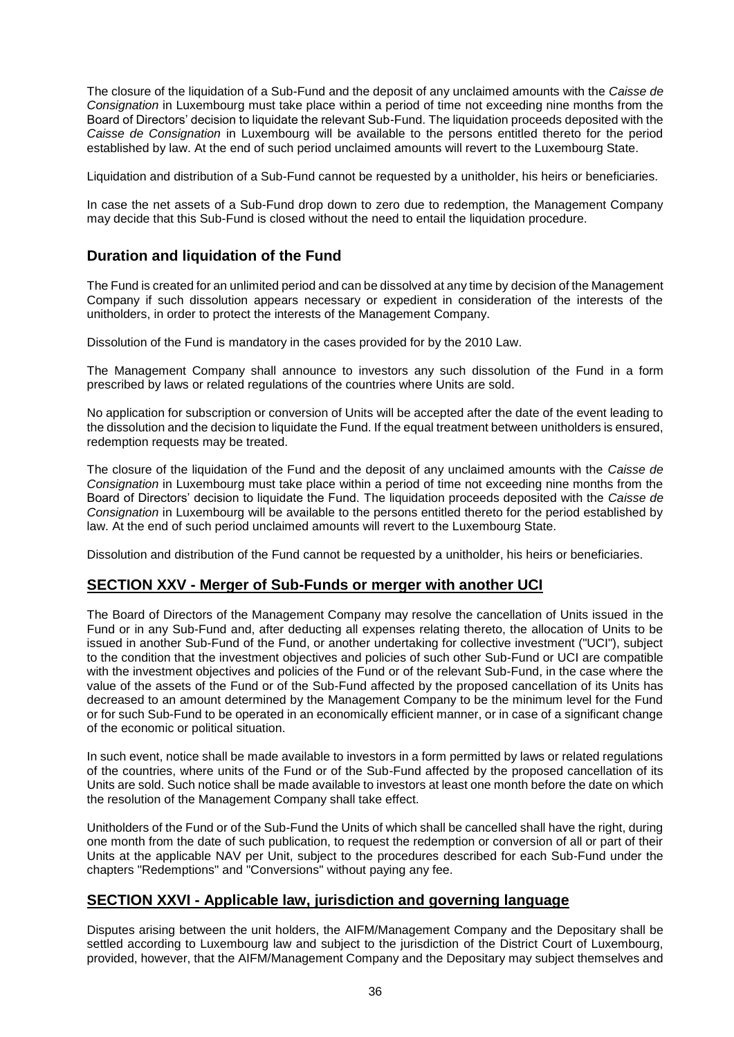The closure of the liquidation of a Sub-Fund and the deposit of any unclaimed amounts with the *Caisse de Consignation* in Luxembourg must take place within a period of time not exceeding nine months from the Board of Directors' decision to liquidate the relevant Sub-Fund. The liquidation proceeds deposited with the *Caisse de Consignation* in Luxembourg will be available to the persons entitled thereto for the period established by law. At the end of such period unclaimed amounts will revert to the Luxembourg State.

Liquidation and distribution of a Sub-Fund cannot be requested by a unitholder, his heirs or beneficiaries.

In case the net assets of a Sub-Fund drop down to zero due to redemption, the Management Company may decide that this Sub-Fund is closed without the need to entail the liquidation procedure.

## Duration and liquidation of the Fund

The Fund is created for an unlimited period and can be dissolved at any time by decision of the Management Company if such dissolution appears necessary or expedient in consideration of the interests of the unitholders, in order to protect the interests of the Management Company.

Dissolution of the Fund is mandatory in the cases provided for by the 2010 Law.

The Management Company shall announce to investors any such dissolution of the Fund in a form prescribed by laws or related regulations of the countries where Units are sold.

No application for subscription or conversion of Units will be accepted after the date of the event leading to the dissolution and the decision to liquidate the Fund. If the equal treatment between unitholders is ensured, redemption requests may be treated.

The closure of the liquidation of the Fund and the deposit of any unclaimed amounts with the *Caisse de Consignation* in Luxembourg must take place within a period of time not exceeding nine months from the Board of Directors' decision to liquidate the Fund. The liquidation proceeds deposited with the *Caisse de Consignation* in Luxembourg will be available to the persons entitled thereto for the period established by law. At the end of such period unclaimed amounts will revert to the Luxembourg State.

Dissolution and distribution of the Fund cannot be requested by a unitholder, his heirs or beneficiaries.

## SECTION XXV - Merger of Sub-Funds or merger with another UCI

The Board of Directors of the Management Company may resolve the cancellation of Units issued in the Fund or in any Sub-Fund and, after deducting all expenses relating thereto, the allocation of Units to be issued in another Sub-Fund of the Fund, or another undertaking for collective investment ("UCI"), subject to the condition that the investment objectives and policies of such other Sub-Fund or UCI are compatible with the investment objectives and policies of the Fund or of the relevant Sub-Fund, in the case where the value of the assets of the Fund or of the Sub-Fund affected by the proposed cancellation of its Units has decreased to an amount determined by the Management Company to be the minimum level for the Fund or for such Sub-Fund to be operated in an economically efficient manner, or in case of a significant change of the economic or political situation.

In such event, notice shall be made available to investors in a form permitted by laws or related regulations of the countries, where units of the Fund or of the Sub-Fund affected by the proposed cancellation of its Units are sold. Such notice shall be made available to investors at least one month before the date on which the resolution of the Management Company shall take effect.

Unitholders of the Fund or of the Sub-Fund the Units of which shall be cancelled shall have the right, during one month from the date of such publication, to request the redemption or conversion of all or part of their Units at the applicable NAV per Unit, subject to the procedures described for each Sub-Fund under the chapters "Redemptions" and "Conversions" without paying any fee.

## SECTION XXVI - Applicable law, jurisdiction and governing language

Disputes arising between the unit holders, the AIFM/Management Company and the Depositary shall be settled according to Luxembourg law and subject to the jurisdiction of the District Court of Luxembourg, provided, however, that the AIFM/Management Company and the Depositary may subject themselves and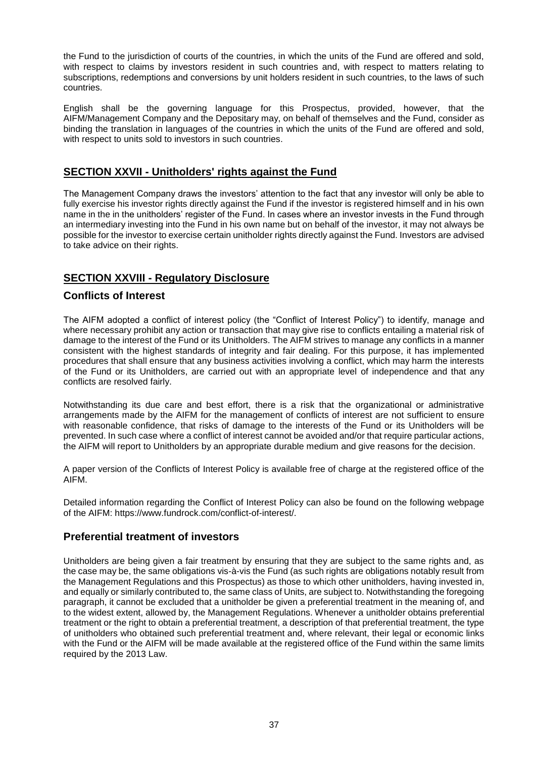the Fund to the jurisdiction of courts of the countries, in which the units of the Fund are offered and sold, with respect to claims by investors resident in such countries and, with respect to matters relating to subscriptions, redemptions and conversions by unit holders resident in such countries, to the laws of such countries.

English shall be the governing language for this Prospectus, provided, however, that the AIFM/Management Company and the Depositary may, on behalf of themselves and the Fund, consider as binding the translation in languages of the countries in which the units of the Fund are offered and sold, with respect to units sold to investors in such countries.

## SECTION XXVII - Unitholders' rights against the Fund

The Management Company draws the investors' attention to the fact that any investor will only be able to fully exercise his investor rights directly against the Fund if the investor is registered himself and in his own name in the in the unitholders' register of the Fund. In cases where an investor invests in the Fund through an intermediary investing into the Fund in his own name but on behalf of the investor, it may not always be possible for the investor to exercise certain unitholder rights directly against the Fund. Investors are advised to take advice on their rights.

## SECTION XXVIII - Regulatory Disclosure

### Conflicts of Interest

The AIFM adopted a conflict of interest policy (the "Conflict of Interest Policy") to identify, manage and where necessary prohibit any action or transaction that may give rise to conflicts entailing a material risk of damage to the interest of the Fund or its Unitholders. The AIFM strives to manage any conflicts in a manner consistent with the highest standards of integrity and fair dealing. For this purpose, it has implemented procedures that shall ensure that any business activities involving a conflict, which may harm the interests of the Fund or its Unitholders, are carried out with an appropriate level of independence and that any conflicts are resolved fairly.

Notwithstanding its due care and best effort, there is a risk that the organizational or administrative arrangements made by the AIFM for the management of conflicts of interest are not sufficient to ensure with reasonable confidence, that risks of damage to the interests of the Fund or its Unitholders will be prevented. In such case where a conflict of interest cannot be avoided and/or that require particular actions, the AIFM will report to Unitholders by an appropriate durable medium and give reasons for the decision.

A paper version of the Conflicts of Interest Policy is available free of charge at the registered office of the AIFM.

Detailed information regarding the Conflict of Interest Policy can also be found on the following webpage of the AIFM: https://www.fundrock.com/conflict-of-interest/.

### Preferential treatment of investors

Unitholders are being given a fair treatment by ensuring that they are subject to the same rights and, as the case may be, the same obligations vis-à-vis the Fund (as such rights are obligations notably result from the Management Regulations and this Prospectus) as those to which other unitholders, having invested in, and equally or similarly contributed to, the same class of Units, are subject to. Notwithstanding the foregoing paragraph, it cannot be excluded that a unitholder be given a preferential treatment in the meaning of, and to the widest extent, allowed by, the Management Regulations. Whenever a unitholder obtains preferential treatment or the right to obtain a preferential treatment, a description of that preferential treatment, the type of unitholders who obtained such preferential treatment and, where relevant, their legal or economic links with the Fund or the AIFM will be made available at the registered office of the Fund within the same limits required by the 2013 Law.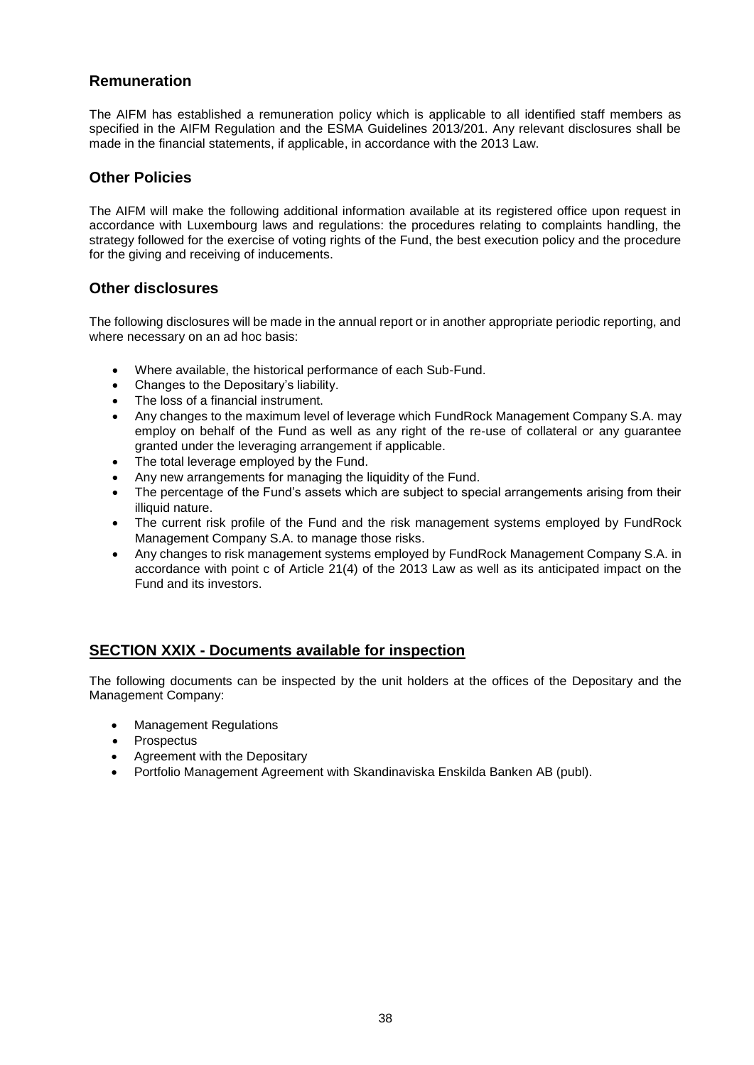## Remuneration

The AIFM has established a remuneration policy which is applicable to all identified staff members as specified in the AIFM Regulation and the ESMA Guidelines 2013/201. Any relevant disclosures shall be made in the financial statements, if applicable, in accordance with the 2013 Law.

## Other Policies

The AIFM will make the following additional information available at its registered office upon request in accordance with Luxembourg laws and regulations: the procedures relating to complaints handling, the strategy followed for the exercise of voting rights of the Fund, the best execution policy and the procedure for the giving and receiving of inducements.

## Other disclosures

The following disclosures will be made in the annual report or in another appropriate periodic reporting, and where necessary on an ad hoc basis:

- Where available, the historical performance of each Sub-Fund.
- Changes to the Depositary's liability.
- The loss of a financial instrument.
- Any changes to the maximum level of leverage which FundRock Management Company S.A. may employ on behalf of the Fund as well as any right of the re-use of collateral or any guarantee granted under the leveraging arrangement if applicable.
- The total leverage employed by the Fund.
- Any new arrangements for managing the liquidity of the Fund.
- The percentage of the Fund's assets which are subject to special arrangements arising from their illiquid nature.
- The current risk profile of the Fund and the risk management systems employed by FundRock Management Company S.A. to manage those risks.
- Any changes to risk management systems employed by FundRock Management Company S.A. in accordance with point c of Article 21(4) of the 2013 Law as well as its anticipated impact on the Fund and its investors.

## SECTION XXIX - Documents available for inspection

The following documents can be inspected by the unit holders at the offices of the Depositary and the Management Company:

- Management Regulations
- Prospectus
- Agreement with the Depositary
- Portfolio Management Agreement with Skandinaviska Enskilda Banken AB (publ).